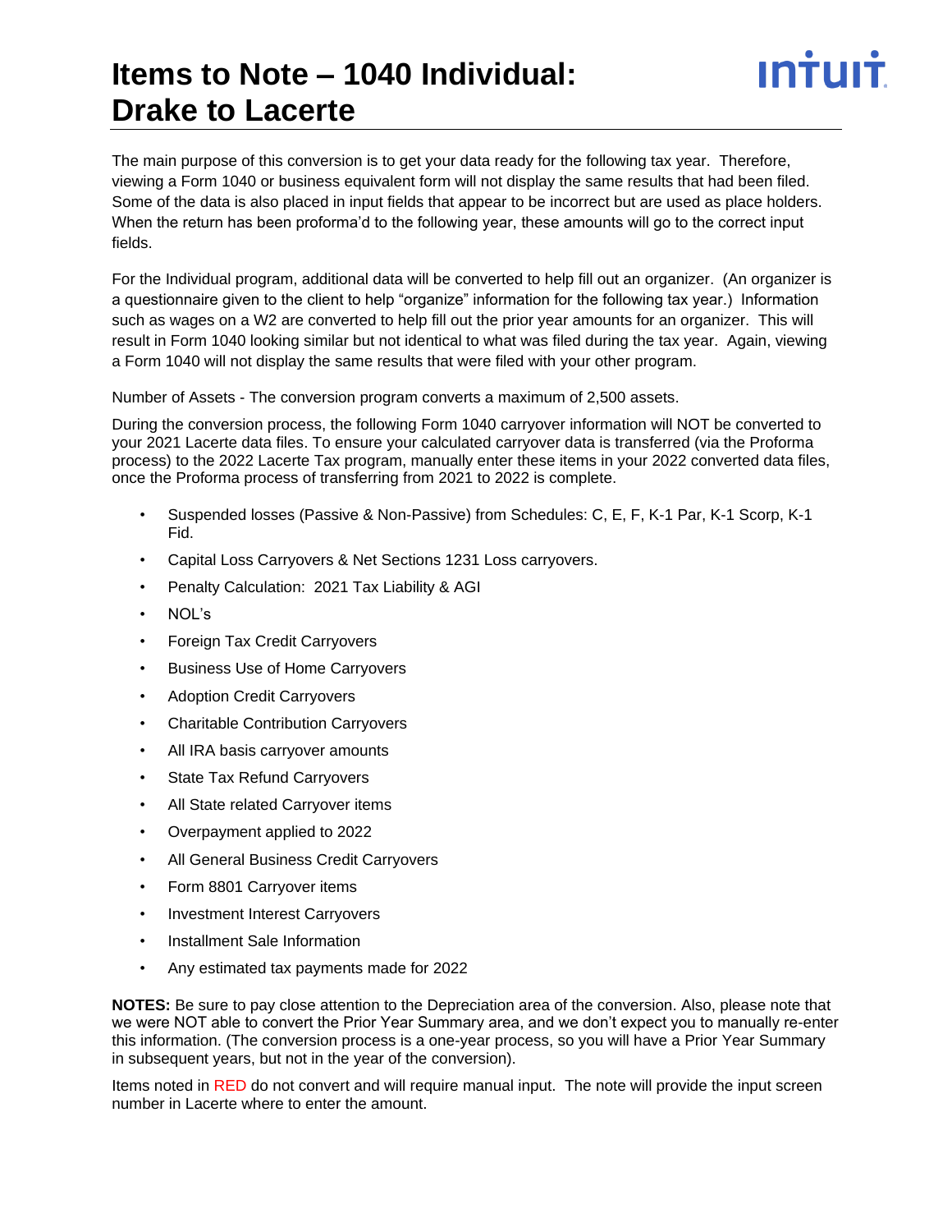# Items to Note – 1040 Individual: Drake to Lacerte

The main purpose of this conversion is to get your data ready for the following tax year. Therefore, viewing a Form 1040 or business equivalent form will not display the same results that had been filed. Some of the data is also placed in input fields that appear to be incorrect but are used as place holders. When the return has been proforma'd to the following year, these amounts will go to the correct input fields.

For the Individual program, additional data will be converted to help fill out an organizer. (An organizer is a questionnaire given to the client to help "organize" information for the following tax year.) Information such as wages on a W2 are converted to help fill out the prior year amounts for an organizer. This will result in Form 1040 looking similar but not identical to what was filed during the tax year. Again, viewing a Form 1040 will not display the same results that were filed with your other program.

Number of Assets - The conversion program converts a maximum of 2,500 assets.

During the conversion process, the following Form 1040 carryover information will NOT be converted to your 2021 Lacerte data files. To ensure your calculated carryover data is transferred (via the Proforma process) to the 2022 Lacerte Tax program, manually enter these items in your 2022 converted data files, once the Proforma process of transferring from 2021 to 2022 is complete.

- Suspended losses (Passive & Non-Passive) from Schedules: C, E, F, K-1 Par, K-1 Scorp, K-1 Fid.
- Capital Loss Carryovers & Net Sections 1231 Loss carryovers.
- Penalty Calculation: 2021 Tax Liability & AGI
- NOL's
- Foreign Tax Credit Carryovers
- Business Use of Home Carryovers
- Adoption Credit Carryovers
- Charitable Contribution Carryovers
- All IRA basis carryover amounts
- State Tax Refund Carryovers
- All State related Carryover items
- Overpayment applied to 2022
- All General Business Credit Carryovers
- Form 8801 Carryover items
- Investment Interest Carryovers
- Installment Sale Information
- Any estimated tax payments made for 2022

**NOTES:** Be sure to pay close attention to the Depreciation area of the conversion. Also, please note that we were NOT able to convert the Prior Year Summary area, and we don't expect you to manually re-enter this information. (The conversion process is a one-year process, so you will have a Prior Year Summary in subsequent years, but not in the year of the conversion).

Items noted in RED do not convert and will require manual input. The note will provide the input screen number in Lacerte where to enter the amount.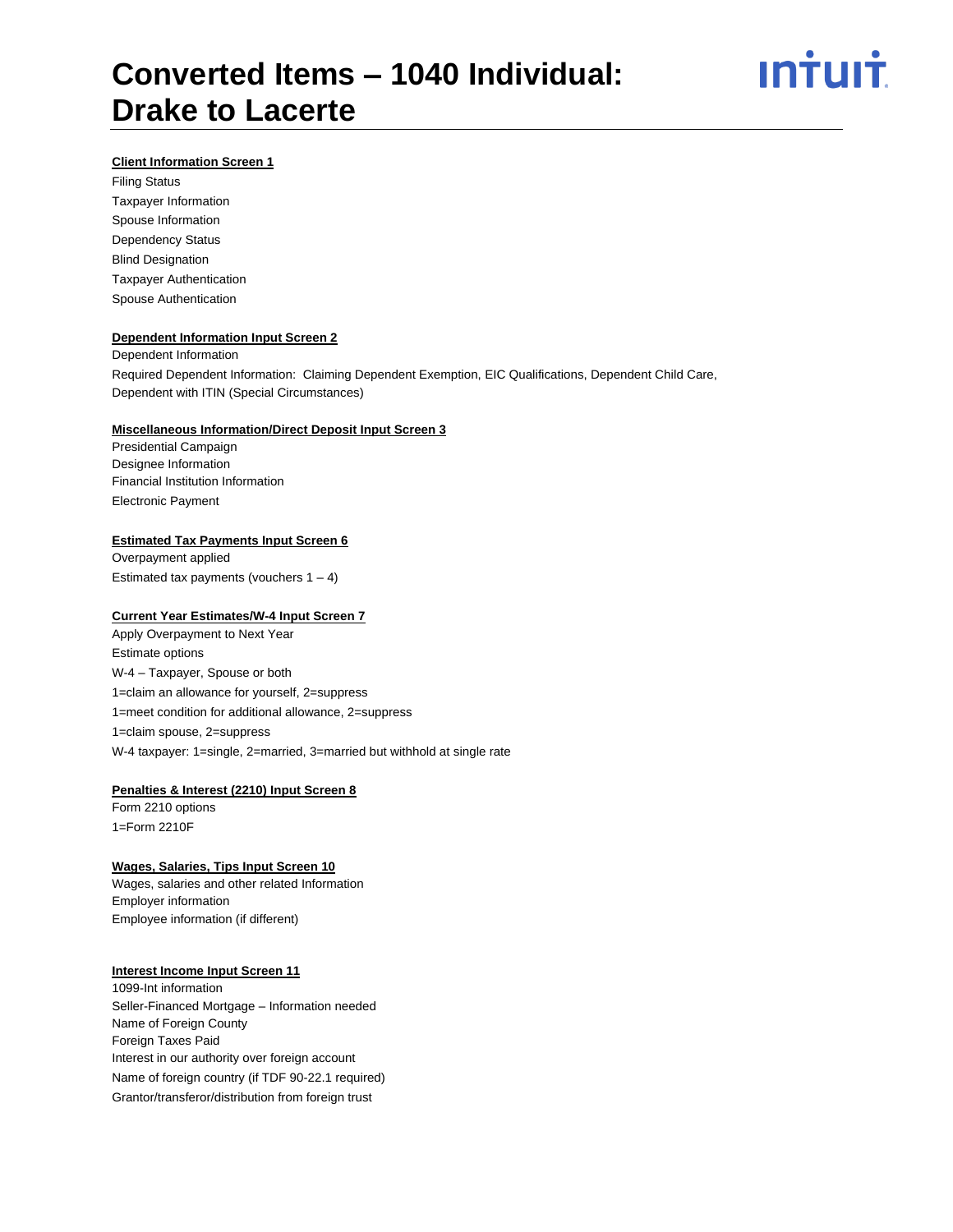# Converted Items – 1040 Individual: Drake to Lacerte

**Client Information Screen 1**

Filing Status
Taxpayer Information
Spouse Information
Dependency Status
Blind Designation
Taxpayer Authentication
Spouse Authentication

**Dependent Information Input Screen 2**

Dependent Information
Required Dependent Information: Claiming Dependent Exemption, EIC Qualifications, Dependent Child Care, Dependent with ITIN (Special Circumstances)

**Miscellaneous Information/Direct Deposit Input Screen 3**

Presidential Campaign
Designee Information
Financial Institution Information
Electronic Payment

**Estimated Tax Payments Input Screen 6**

Overpayment applied
Estimated tax payments (vouchers 1 – 4)

**Current Year Estimates/W-4 Input Screen 7**

Apply Overpayment to Next Year
Estimate options
W-4 – Taxpayer, Spouse or both
1=claim an allowance for yourself, 2=suppress
1=meet condition for additional allowance, 2=suppress
1=claim spouse, 2=suppress
W-4 taxpayer: 1=single, 2=married, 3=married but withhold at single rate

**Penalties & Interest (2210) Input Screen 8**

Form 2210 options
1=Form 2210F

**Wages, Salaries, Tips Input Screen 10**

Wages, salaries and other related Information
Employer information
Employee information (if different)

**Interest Income Input Screen 11**

1099-Int information
Seller-Financed Mortgage – Information needed
Name of Foreign County
Foreign Taxes Paid
Interest in our authority over foreign account
Name of foreign country (if TDF 90-22.1 required)
Grantor/transferor/distribution from foreign trust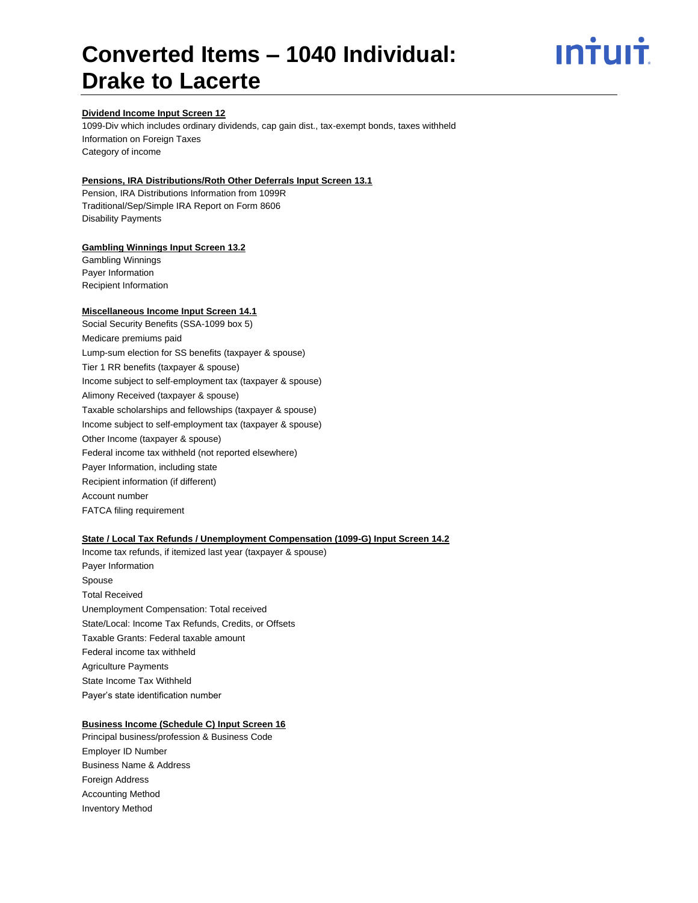# Converted Items – 1040 Individual: Drake to Lacerte

**Dividend Income Input Screen 12**

1099-Div which includes ordinary dividends, cap gain dist., tax-exempt bonds, taxes withheld
Information on Foreign Taxes
Category of income

**Pensions, IRA Distributions/Roth Other Deferrals Input Screen 13.1**

Pension, IRA Distributions Information from 1099R
Traditional/Sep/Simple IRA Report on Form 8606
Disability Payments

**Gambling Winnings Input Screen 13.2**

Gambling Winnings
Payer Information
Recipient Information

**Miscellaneous Income Input Screen 14.1**

Social Security Benefits (SSA-1099 box 5)
Medicare premiums paid
Lump-sum election for SS benefits (taxpayer & spouse)
Tier 1 RR benefits (taxpayer & spouse)
Income subject to self-employment tax (taxpayer & spouse)
Alimony Received (taxpayer & spouse)
Taxable scholarships and fellowships (taxpayer & spouse)
Income subject to self-employment tax (taxpayer & spouse)
Other Income (taxpayer & spouse)
Federal income tax withheld (not reported elsewhere)
Payer Information, including state
Recipient information (if different)
Account number
FATCA filing requirement

**State / Local Tax Refunds / Unemployment Compensation (1099-G) Input Screen 14.2**

Income tax refunds, if itemized last year (taxpayer & spouse)
Payer Information
Spouse
Total Received
Unemployment Compensation: Total received
State/Local: Income Tax Refunds, Credits, or Offsets
Taxable Grants: Federal taxable amount
Federal income tax withheld
Agriculture Payments
State Income Tax Withheld
Payer's state identification number

**Business Income (Schedule C) Input Screen 16**

Principal business/profession & Business Code
Employer ID Number
Business Name & Address
Foreign Address
Accounting Method
Inventory Method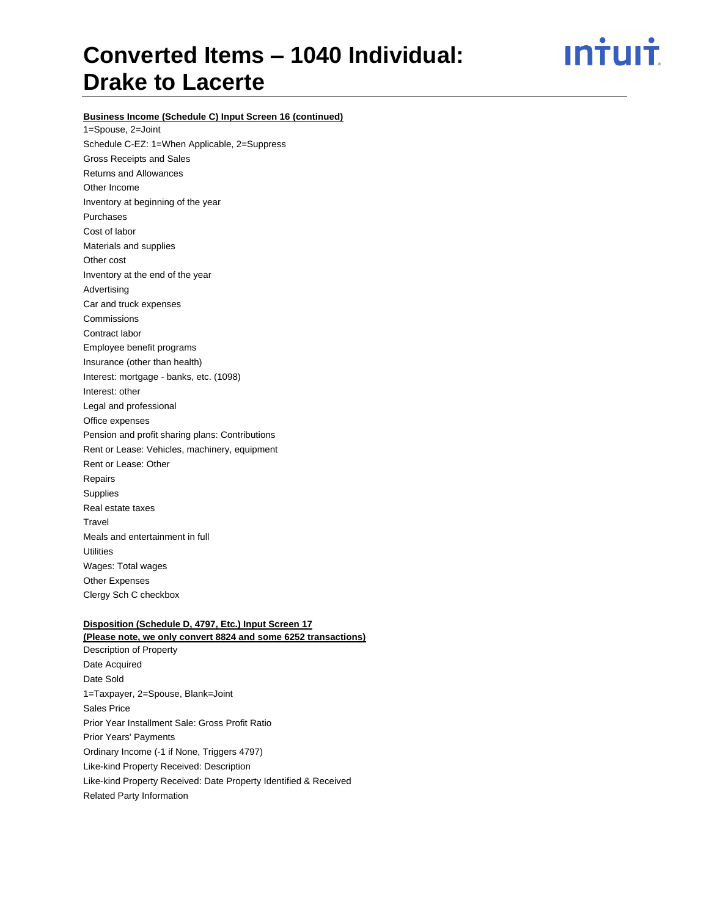# Converted Items – 1040 Individual: Drake to Lacerte

**Business Income (Schedule C) Input Screen 16 (continued)**

1=Spouse, 2=Joint
Schedule C-EZ: 1=When Applicable, 2=Suppress
Gross Receipts and Sales
Returns and Allowances
Other Income
Inventory at beginning of the year
Purchases
Cost of labor
Materials and supplies
Other cost
Inventory at the end of the year
Advertising
Car and truck expenses
Commissions
Contract labor
Employee benefit programs
Insurance (other than health)
Interest: mortgage - banks, etc. (1098)
Interest: other
Legal and professional
Office expenses
Pension and profit sharing plans: Contributions
Rent or Lease: Vehicles, machinery, equipment
Rent or Lease: Other
Repairs
Supplies
Real estate taxes
Travel
Meals and entertainment in full
Utilities
Wages: Total wages
Other Expenses
Clergy Sch C checkbox

**Disposition (Schedule D, 4797, Etc.) Input Screen 17**
**(Please note, we only convert 8824 and some 6252 transactions)**

Description of Property
Date Acquired
Date Sold
1=Taxpayer, 2=Spouse, Blank=Joint
Sales Price
Prior Year Installment Sale: Gross Profit Ratio
Prior Years' Payments
Ordinary Income (-1 if None, Triggers 4797)
Like-kind Property Received: Description
Like-kind Property Received: Date Property Identified & Received
Related Party Information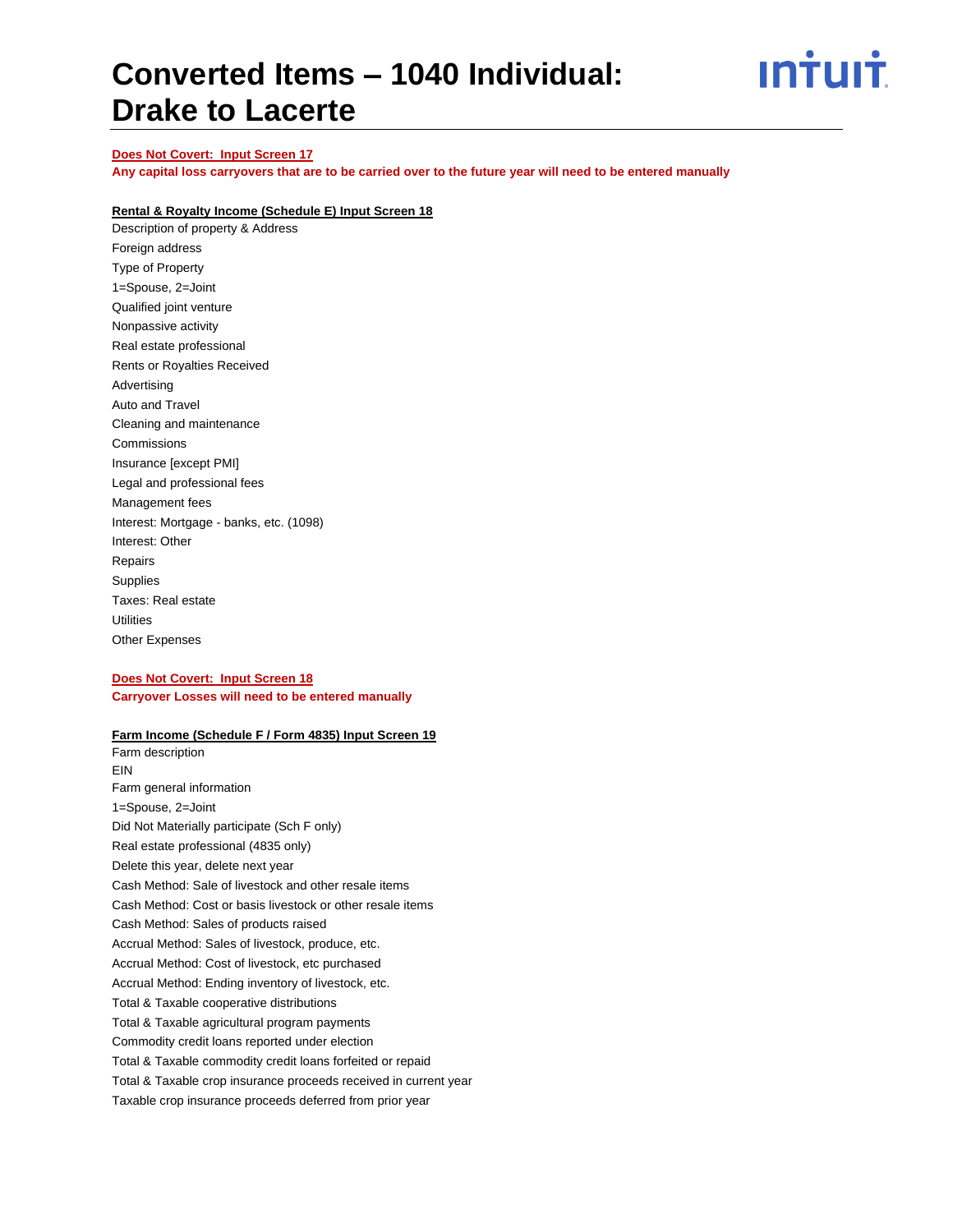# Converted Items – 1040 Individual: Drake to Lacerte

**Does Not Covert: Input Screen 17**

**Any capital loss carryovers that are to be carried over to the future year will need to be entered manually**

**Rental & Royalty Income (Schedule E) Input Screen 18**

Description of property & Address
Foreign address
Type of Property
1=Spouse, 2=Joint
Qualified joint venture
Nonpassive activity
Real estate professional
Rents or Royalties Received
Advertising
Auto and Travel
Cleaning and maintenance
Commissions
Insurance [except PMI]
Legal and professional fees
Management fees
Interest: Mortgage - banks, etc. (1098)
Interest: Other
Repairs
Supplies
Taxes: Real estate
Utilities
Other Expenses

**Does Not Covert: Input Screen 18**

**Carryover Losses will need to be entered manually**

**Farm Income (Schedule F / Form 4835) Input Screen 19**

Farm description
EIN
Farm general information
1=Spouse, 2=Joint
Did Not Materially participate (Sch F only)
Real estate professional (4835 only)
Delete this year, delete next year
Cash Method: Sale of livestock and other resale items
Cash Method: Cost or basis livestock or other resale items
Cash Method: Sales of products raised
Accrual Method: Sales of livestock, produce, etc.
Accrual Method: Cost of livestock, etc purchased
Accrual Method: Ending inventory of livestock, etc.
Total & Taxable cooperative distributions
Total & Taxable agricultural program payments
Commodity credit loans reported under election
Total & Taxable commodity credit loans forfeited or repaid
Total & Taxable crop insurance proceeds received in current year
Taxable crop insurance proceeds deferred from prior year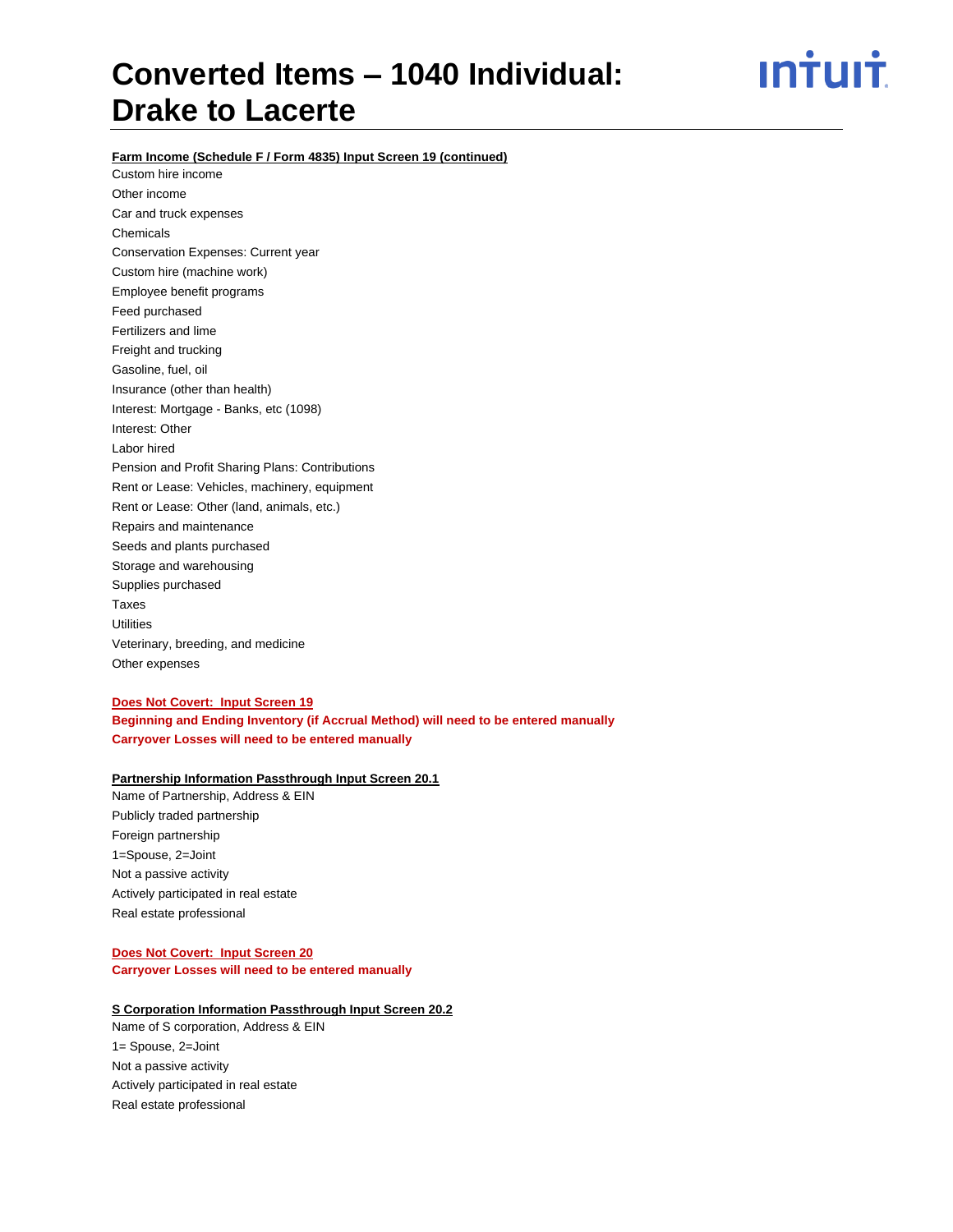**Farm Income (Schedule F / Form 4835) Input Screen 19 (continued)**

Custom hire income
Other income
Car and truck expenses
Chemicals
Conservation Expenses: Current year
Custom hire (machine work)
Employee benefit programs
Feed purchased
Fertilizers and lime
Freight and trucking
Gasoline, fuel, oil
Insurance (other than health)
Interest: Mortgage - Banks, etc (1098)
Interest: Other
Labor hired
Pension and Profit Sharing Plans: Contributions
Rent or Lease: Vehicles, machinery, equipment
Rent or Lease: Other (land, animals, etc.)
Repairs and maintenance
Seeds and plants purchased
Storage and warehousing
Supplies purchased
Taxes
Utilities
Veterinary, breeding, and medicine
Other expenses

**Does Not Covert: Input Screen 19**
**Beginning and Ending Inventory (if Accrual Method) will need to be entered manually**
**Carryover Losses will need to be entered manually**

**Partnership Information Passthrough Input Screen 20.1**

Name of Partnership, Address & EIN
Publicly traded partnership
Foreign partnership
1=Spouse, 2=Joint
Not a passive activity
Actively participated in real estate
Real estate professional

**Does Not Covert: Input Screen 20**
**Carryover Losses will need to be entered manually**

**S Corporation Information Passthrough Input Screen 20.2**

Name of S corporation, Address & EIN
1= Spouse, 2=Joint
Not a passive activity
Actively participated in real estate
Real estate professional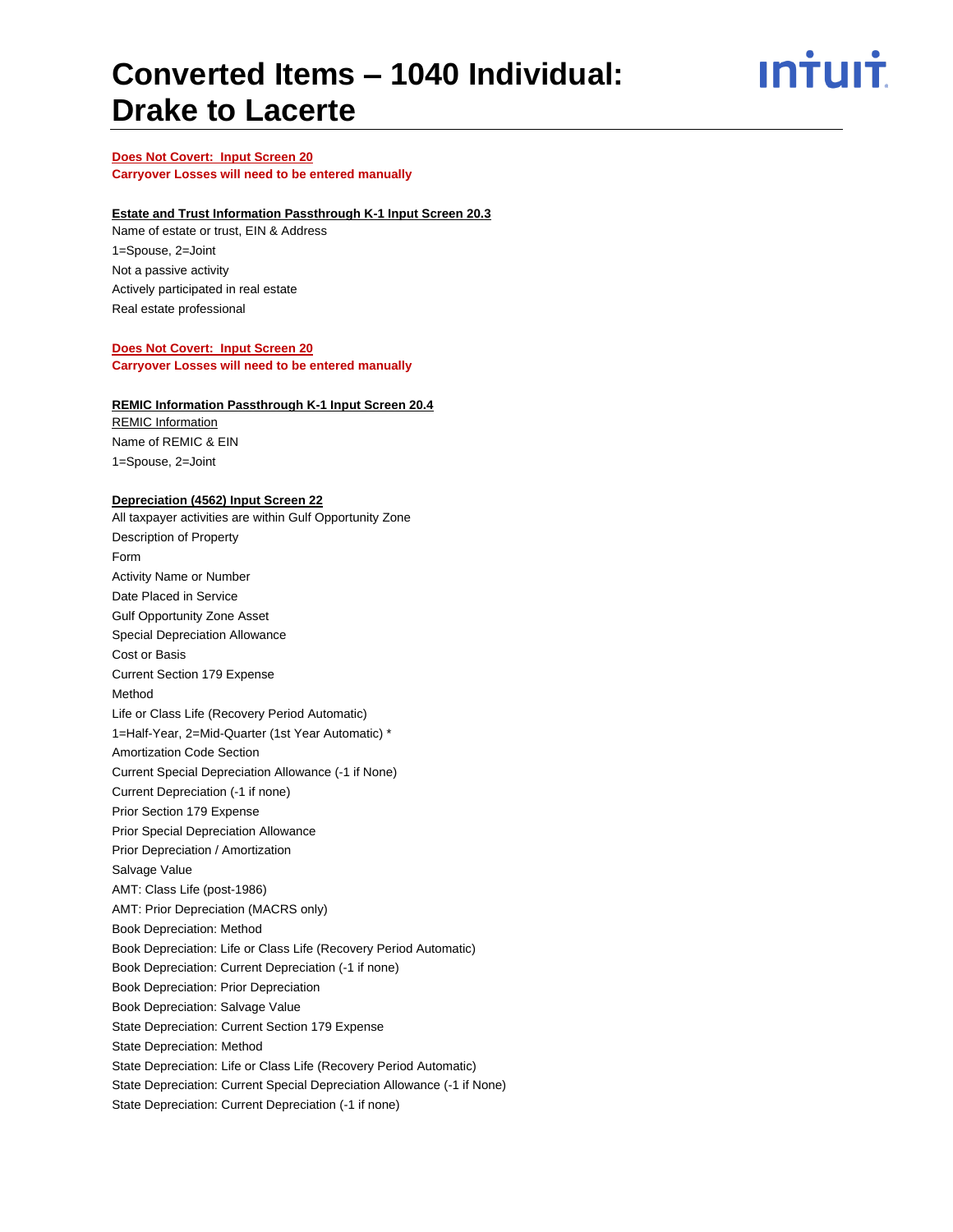**Does Not Covert: Input Screen 20**
**Carryover Losses will need to be entered manually**

**Estate and Trust Information Passthrough K-1 Input Screen 20.3**

Name of estate or trust, EIN & Address
1=Spouse, 2=Joint
Not a passive activity
Actively participated in real estate
Real estate professional

**Does Not Covert: Input Screen 20**
**Carryover Losses will need to be entered manually**

**REMIC Information Passthrough K-1 Input Screen 20.4**

REMIC Information
Name of REMIC & EIN
1=Spouse, 2=Joint

**Depreciation (4562) Input Screen 22**

All taxpayer activities are within Gulf Opportunity Zone
Description of Property
Form
Activity Name or Number
Date Placed in Service
Gulf Opportunity Zone Asset
Special Depreciation Allowance
Cost or Basis
Current Section 179 Expense
Method
Life or Class Life (Recovery Period Automatic)
1=Half-Year, 2=Mid-Quarter (1st Year Automatic) *
Amortization Code Section
Current Special Depreciation Allowance (-1 if None)
Current Depreciation (-1 if none)
Prior Section 179 Expense
Prior Special Depreciation Allowance
Prior Depreciation / Amortization
Salvage Value
AMT: Class Life (post-1986)
AMT: Prior Depreciation (MACRS only)
Book Depreciation: Method
Book Depreciation: Life or Class Life (Recovery Period Automatic)
Book Depreciation: Current Depreciation (-1 if none)
Book Depreciation: Prior Depreciation
Book Depreciation: Salvage Value
State Depreciation: Current Section 179 Expense
State Depreciation: Method
State Depreciation: Life or Class Life (Recovery Period Automatic)
State Depreciation: Current Special Depreciation Allowance (-1 if None)
State Depreciation: Current Depreciation (-1 if none)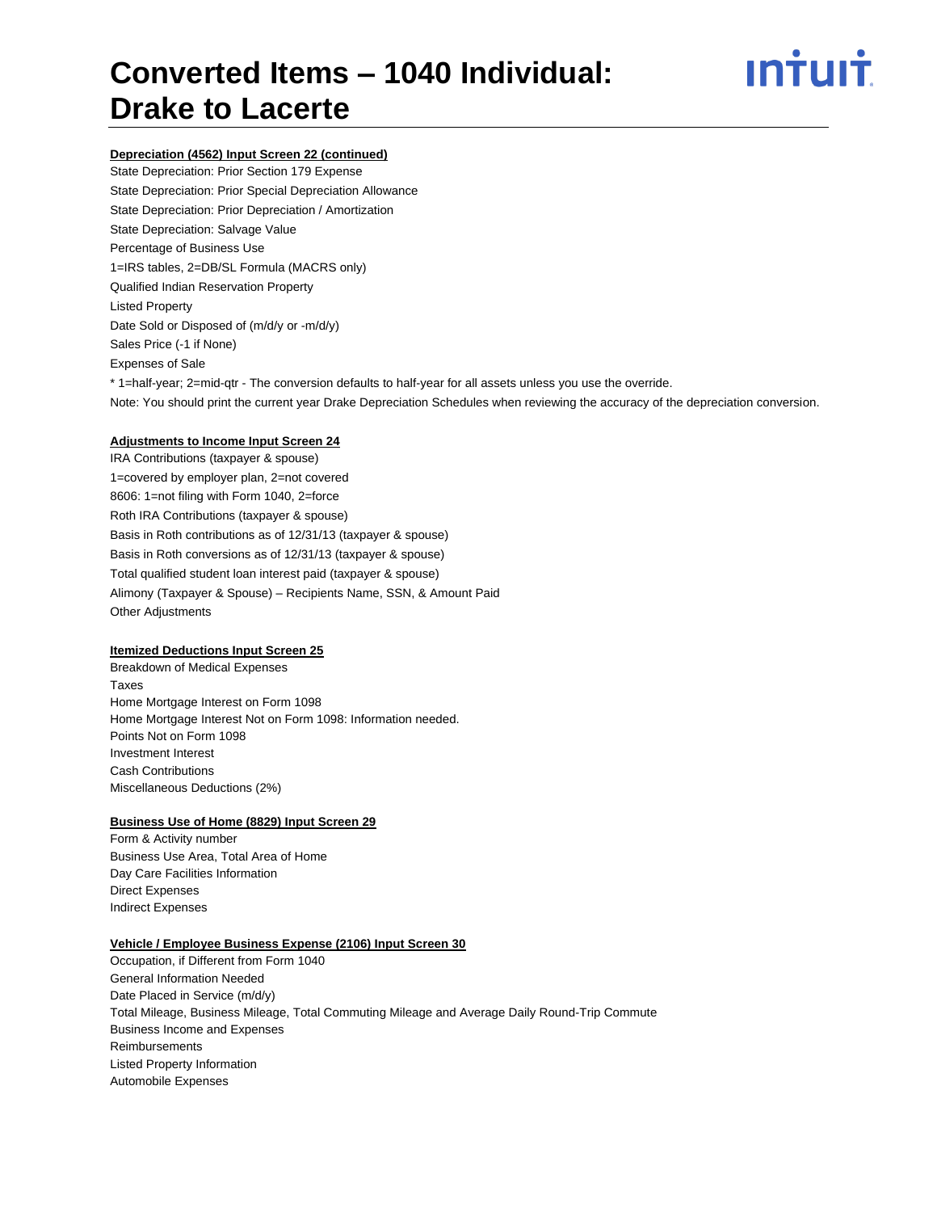# Converted Items – 1040 Individual: Drake to Lacerte

**Depreciation (4562) Input Screen 22 (continued)**

State Depreciation: Prior Section 179 Expense
State Depreciation: Prior Special Depreciation Allowance
State Depreciation: Prior Depreciation / Amortization
State Depreciation: Salvage Value
Percentage of Business Use
1=IRS tables, 2=DB/SL Formula (MACRS only)
Qualified Indian Reservation Property
Listed Property
Date Sold or Disposed of (m/d/y or -m/d/y)
Sales Price (-1 if None)
Expenses of Sale
* 1=half-year; 2=mid-qtr - The conversion defaults to half-year for all assets unless you use the override.
Note: You should print the current year Drake Depreciation Schedules when reviewing the accuracy of the depreciation conversion.

**Adjustments to Income Input Screen 24**

IRA Contributions (taxpayer & spouse)
1=covered by employer plan, 2=not covered
8606: 1=not filing with Form 1040, 2=force
Roth IRA Contributions (taxpayer & spouse)
Basis in Roth contributions as of 12/31/13 (taxpayer & spouse)
Basis in Roth conversions as of 12/31/13 (taxpayer & spouse)
Total qualified student loan interest paid (taxpayer & spouse)
Alimony (Taxpayer & Spouse) – Recipients Name, SSN, & Amount Paid
Other Adjustments

**Itemized Deductions Input Screen 25**

Breakdown of Medical Expenses
Taxes
Home Mortgage Interest on Form 1098
Home Mortgage Interest Not on Form 1098: Information needed.
Points Not on Form 1098
Investment Interest
Cash Contributions
Miscellaneous Deductions (2%)

**Business Use of Home (8829) Input Screen 29**

Form & Activity number
Business Use Area, Total Area of Home
Day Care Facilities Information
Direct Expenses
Indirect Expenses

**Vehicle / Employee Business Expense (2106) Input Screen 30**

Occupation, if Different from Form 1040
General Information Needed
Date Placed in Service (m/d/y)
Total Mileage, Business Mileage, Total Commuting Mileage and Average Daily Round-Trip Commute
Business Income and Expenses
Reimbursements
Listed Property Information
Automobile Expenses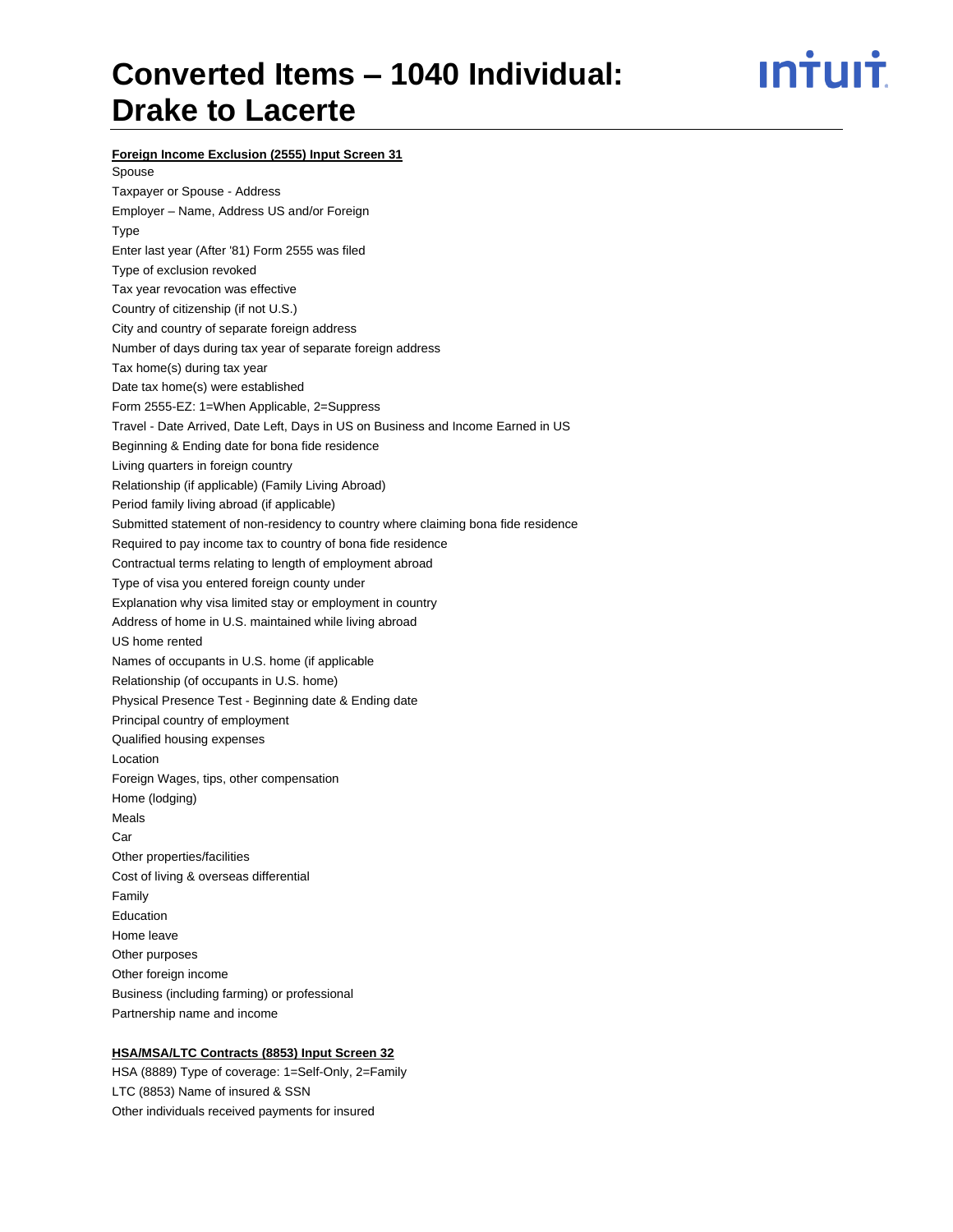**Foreign Income Exclusion (2555) Input Screen 31**

Spouse
Taxpayer or Spouse - Address
Employer – Name, Address US and/or Foreign
Type
Enter last year (After '81) Form 2555 was filed
Type of exclusion revoked
Tax year revocation was effective
Country of citizenship (if not U.S.)
City and country of separate foreign address
Number of days during tax year of separate foreign address
Tax home(s) during tax year
Date tax home(s) were established
Form 2555-EZ: 1=When Applicable, 2=Suppress
Travel - Date Arrived, Date Left, Days in US on Business and Income Earned in US
Beginning & Ending date for bona fide residence
Living quarters in foreign country
Relationship (if applicable) (Family Living Abroad)
Period family living abroad (if applicable)
Submitted statement of non-residency to country where claiming bona fide residence
Required to pay income tax to country of bona fide residence
Contractual terms relating to length of employment abroad
Type of visa you entered foreign county under
Explanation why visa limited stay or employment in country
Address of home in U.S. maintained while living abroad
US home rented
Names of occupants in U.S. home (if applicable
Relationship (of occupants in U.S. home)
Physical Presence Test - Beginning date & Ending date
Principal country of employment
Qualified housing expenses
Location
Foreign Wages, tips, other compensation
Home (lodging)
Meals
Car
Other properties/facilities
Cost of living & overseas differential
Family
Education
Home leave
Other purposes
Other foreign income
Business (including farming) or professional
Partnership name and income

**HSA/MSA/LTC Contracts (8853) Input Screen 32**

HSA (8889) Type of coverage: 1=Self-Only, 2=Family
LTC (8853) Name of insured & SSN
Other individuals received payments for insured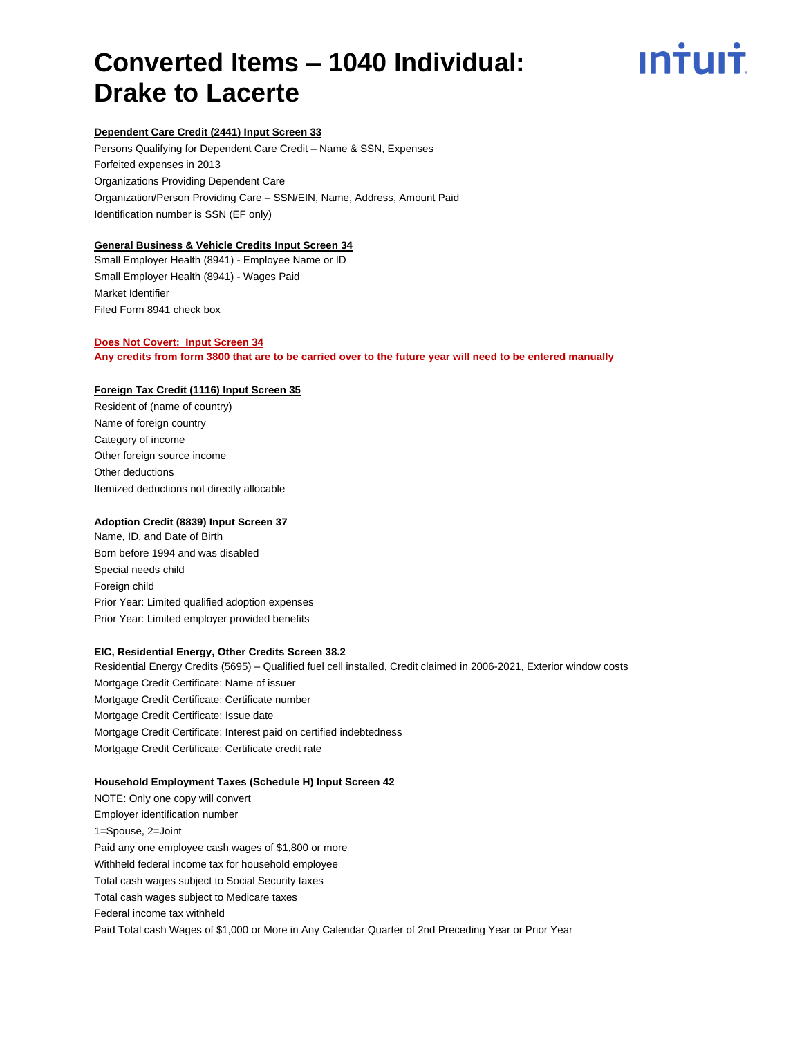# Converted Items – 1040 Individual: Drake to Lacerte

**Dependent Care Credit (2441) Input Screen 33**

Persons Qualifying for Dependent Care Credit – Name & SSN, Expenses
Forfeited expenses in 2013
Organizations Providing Dependent Care
Organization/Person Providing Care – SSN/EIN, Name, Address, Amount Paid
Identification number is SSN (EF only)

**General Business & Vehicle Credits Input Screen 34**

Small Employer Health (8941) - Employee Name or ID
Small Employer Health (8941) - Wages Paid
Market Identifier
Filed Form 8941 check box

**Does Not Covert: Input Screen 34**
**Any credits from form 3800 that are to be carried over to the future year will need to be entered manually**

**Foreign Tax Credit (1116) Input Screen 35**

Resident of (name of country)
Name of foreign country
Category of income
Other foreign source income
Other deductions
Itemized deductions not directly allocable

**Adoption Credit (8839) Input Screen 37**

Name, ID, and Date of Birth
Born before 1994 and was disabled
Special needs child
Foreign child
Prior Year: Limited qualified adoption expenses
Prior Year: Limited employer provided benefits

**EIC, Residential Energy, Other Credits Screen 38.2**

Residential Energy Credits (5695) – Qualified fuel cell installed, Credit claimed in 2006-2021, Exterior window costs
Mortgage Credit Certificate: Name of issuer
Mortgage Credit Certificate: Certificate number
Mortgage Credit Certificate: Issue date
Mortgage Credit Certificate: Interest paid on certified indebtedness
Mortgage Credit Certificate: Certificate credit rate

**Household Employment Taxes (Schedule H) Input Screen 42**

NOTE: Only one copy will convert
Employer identification number
1=Spouse, 2=Joint
Paid any one employee cash wages of $1,800 or more
Withheld federal income tax for household employee
Total cash wages subject to Social Security taxes
Total cash wages subject to Medicare taxes
Federal income tax withheld
Paid Total cash Wages of $1,000 or More in Any Calendar Quarter of 2nd Preceding Year or Prior Year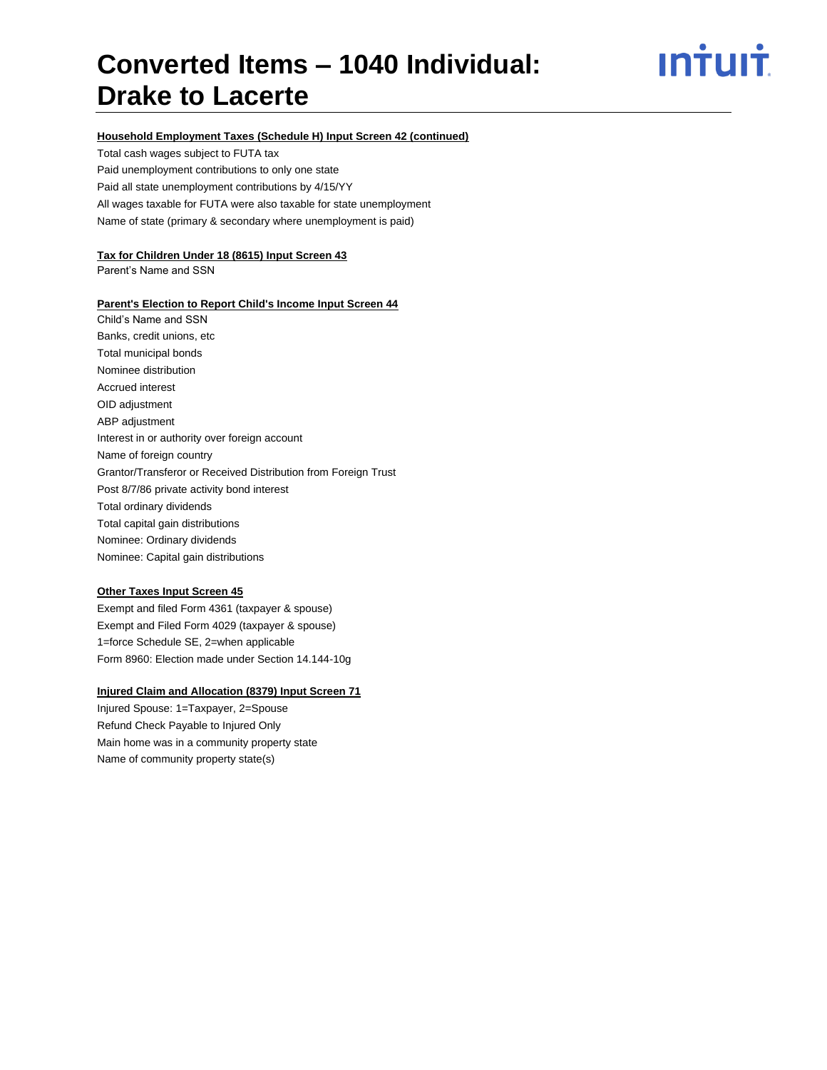## Household Employment Taxes (Schedule H) Input Screen 42 (continued)

Total cash wages subject to FUTA tax
Paid unemployment contributions to only one state
Paid all state unemployment contributions by 4/15/YY
All wages taxable for FUTA were also taxable for state unemployment
Name of state (primary & secondary where unemployment is paid)

## Tax for Children Under 18 (8615) Input Screen 43

Parent's Name and SSN

## Parent's Election to Report Child's Income Input Screen 44

Child's Name and SSN
Banks, credit unions, etc
Total municipal bonds
Nominee distribution
Accrued interest
OID adjustment
ABP adjustment
Interest in or authority over foreign account
Name of foreign country
Grantor/Transferor or Received Distribution from Foreign Trust
Post 8/7/86 private activity bond interest
Total ordinary dividends
Total capital gain distributions
Nominee: Ordinary dividends
Nominee: Capital gain distributions

## Other Taxes Input Screen 45

Exempt and filed Form 4361 (taxpayer & spouse)
Exempt and Filed Form 4029 (taxpayer & spouse)
1=force Schedule SE, 2=when applicable
Form 8960: Election made under Section 14.144-10g

## Injured Claim and Allocation (8379) Input Screen 71

Injured Spouse: 1=Taxpayer, 2=Spouse
Refund Check Payable to Injured Only
Main home was in a community property state
Name of community property state(s)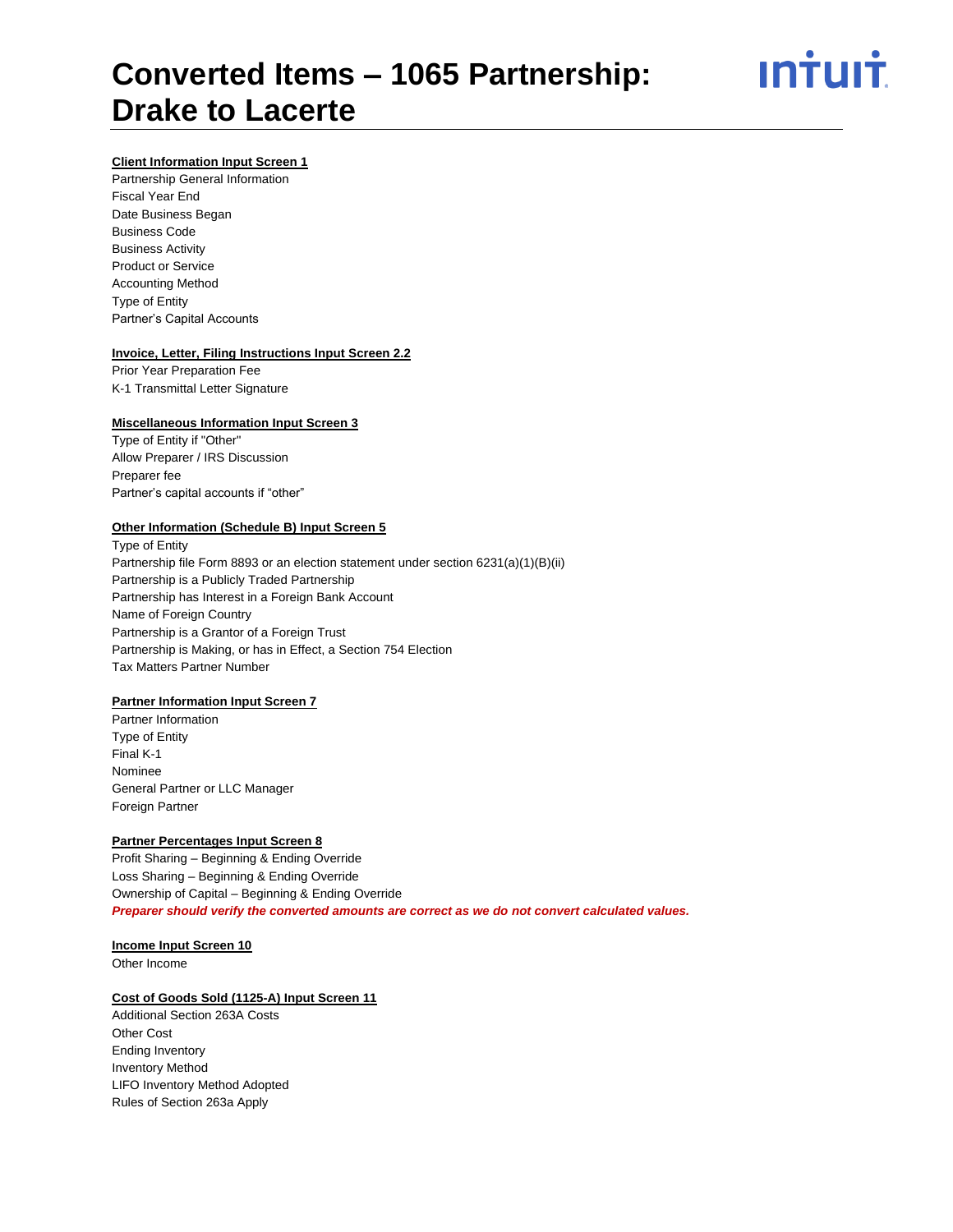# Converted Items – 1065 Partnership: Drake to Lacerte

**Client Information Input Screen 1**

Partnership General Information
Fiscal Year End
Date Business Began
Business Code
Business Activity
Product or Service
Accounting Method
Type of Entity
Partner's Capital Accounts

**Invoice, Letter, Filing Instructions Input Screen 2.2**

Prior Year Preparation Fee
K-1 Transmittal Letter Signature

**Miscellaneous Information Input Screen 3**

Type of Entity if "Other"
Allow Preparer / IRS Discussion
Preparer fee
Partner's capital accounts if "other"

**Other Information (Schedule B) Input Screen 5**

Type of Entity
Partnership file Form 8893 or an election statement under section 6231(a)(1)(B)(ii)
Partnership is a Publicly Traded Partnership
Partnership has Interest in a Foreign Bank Account
Name of Foreign Country
Partnership is a Grantor of a Foreign Trust
Partnership is Making, or has in Effect, a Section 754 Election
Tax Matters Partner Number

**Partner Information Input Screen 7**

Partner Information
Type of Entity
Final K-1
Nominee
General Partner or LLC Manager
Foreign Partner

**Partner Percentages Input Screen 8**

Profit Sharing – Beginning & Ending Override
Loss Sharing – Beginning & Ending Override
Ownership of Capital – Beginning & Ending Override
***Preparer should verify the converted amounts are correct as we do not convert calculated values.***

**Income Input Screen 10**

Other Income

**Cost of Goods Sold (1125-A) Input Screen 11**

Additional Section 263A Costs
Other Cost
Ending Inventory
Inventory Method
LIFO Inventory Method Adopted
Rules of Section 263a Apply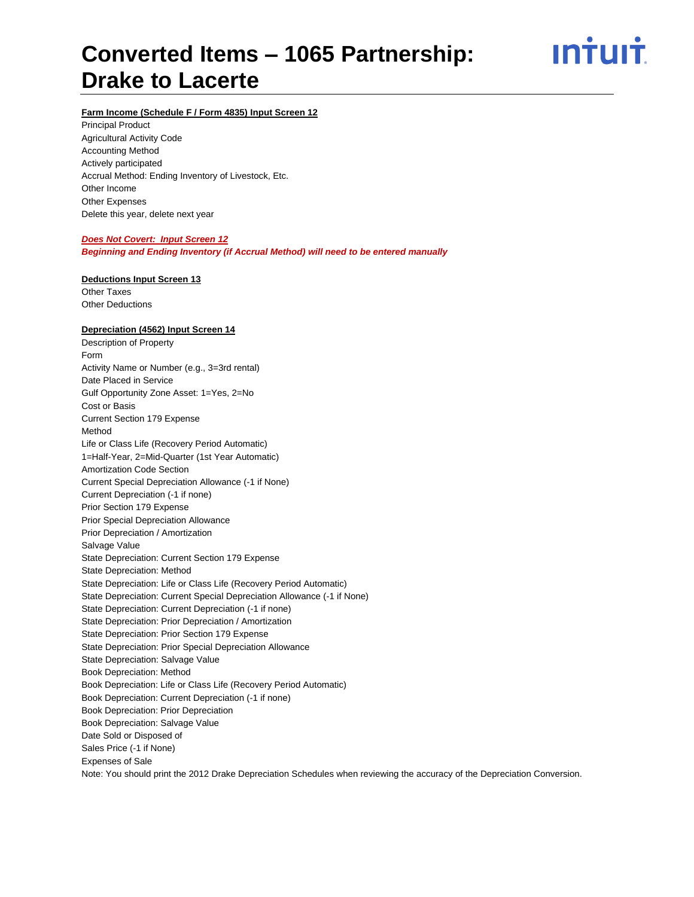# Converted Items – 1065 Partnership: Drake to Lacerte

**Farm Income (Schedule F / Form 4835) Input Screen 12**

Principal Product
Agricultural Activity Code
Accounting Method
Actively participated
Accrual Method: Ending Inventory of Livestock, Etc.
Other Income
Other Expenses
Delete this year, delete next year

***Does Not Covert: Input Screen 12***
***Beginning and Ending Inventory (if Accrual Method) will need to be entered manually***

**Deductions Input Screen 13**

Other Taxes
Other Deductions

**Depreciation (4562) Input Screen 14**

Description of Property
Form
Activity Name or Number (e.g., 3=3rd rental)
Date Placed in Service
Gulf Opportunity Zone Asset: 1=Yes, 2=No
Cost or Basis
Current Section 179 Expense
Method
Life or Class Life (Recovery Period Automatic)
1=Half-Year, 2=Mid-Quarter (1st Year Automatic)
Amortization Code Section
Current Special Depreciation Allowance (-1 if None)
Current Depreciation (-1 if none)
Prior Section 179 Expense
Prior Special Depreciation Allowance
Prior Depreciation / Amortization
Salvage Value
State Depreciation: Current Section 179 Expense
State Depreciation: Method
State Depreciation: Life or Class Life (Recovery Period Automatic)
State Depreciation: Current Special Depreciation Allowance (-1 if None)
State Depreciation: Current Depreciation (-1 if none)
State Depreciation: Prior Depreciation / Amortization
State Depreciation: Prior Section 179 Expense
State Depreciation: Prior Special Depreciation Allowance
State Depreciation: Salvage Value
Book Depreciation: Method
Book Depreciation: Life or Class Life (Recovery Period Automatic)
Book Depreciation: Current Depreciation (-1 if none)
Book Depreciation: Prior Depreciation
Book Depreciation: Salvage Value
Date Sold or Disposed of
Sales Price (-1 if None)
Expenses of Sale
Note: You should print the 2012 Drake Depreciation Schedules when reviewing the accuracy of the Depreciation Conversion.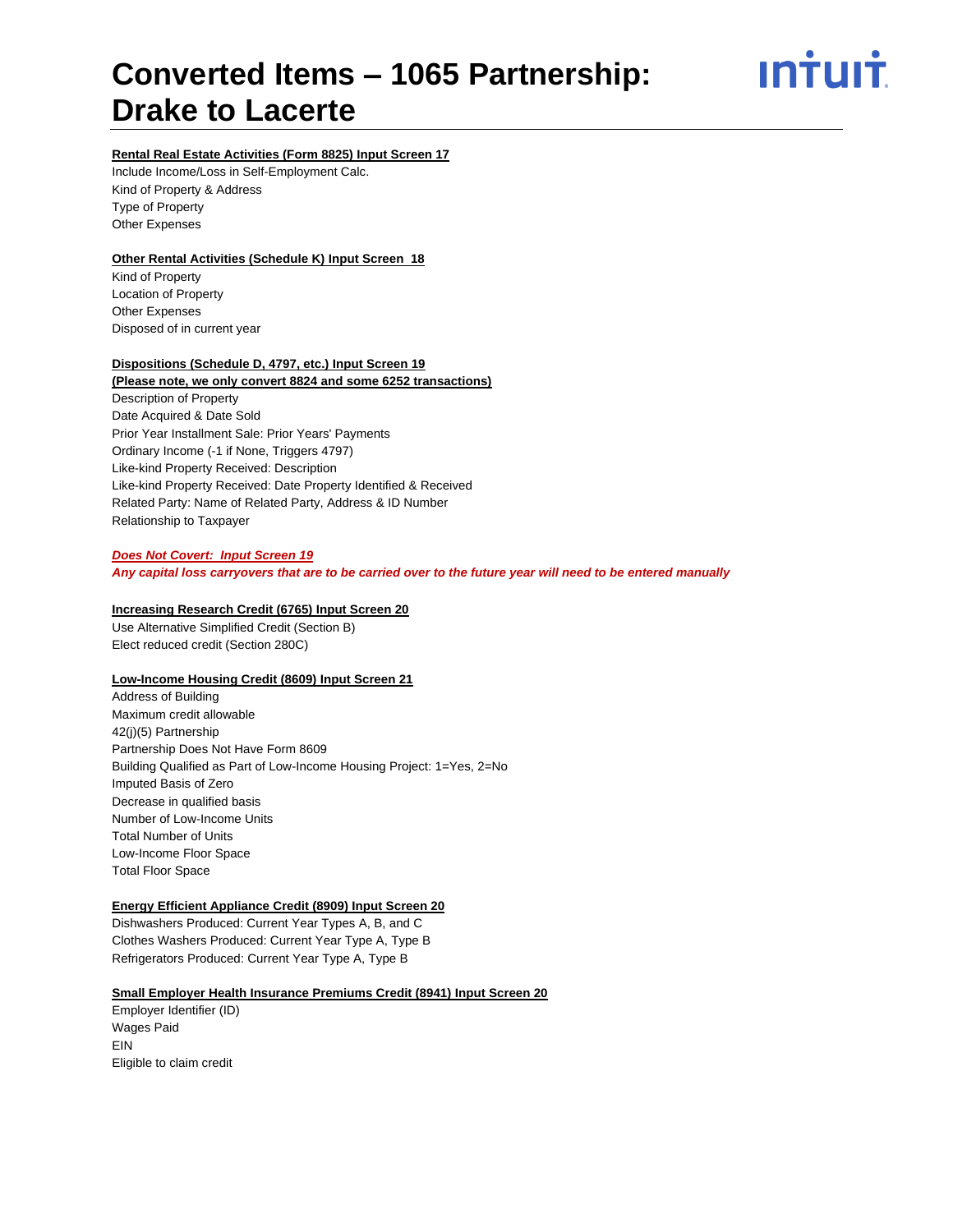# Converted Items – 1065 Partnership: Drake to Lacerte

**Rental Real Estate Activities (Form 8825) Input Screen 17**

Include Income/Loss in Self-Employment Calc.
Kind of Property & Address
Type of Property
Other Expenses

**Other Rental Activities (Schedule K) Input Screen 18**

Kind of Property
Location of Property
Other Expenses
Disposed of in current year

**Dispositions (Schedule D, 4797, etc.) Input Screen 19**
**(Please note, we only convert 8824 and some 6252 transactions)**

Description of Property
Date Acquired & Date Sold
Prior Year Installment Sale: Prior Years' Payments
Ordinary Income (-1 if None, Triggers 4797)
Like-kind Property Received: Description
Like-kind Property Received: Date Property Identified & Received
Related Party: Name of Related Party, Address & ID Number
Relationship to Taxpayer

***Does Not Covert: Input Screen 19***
***Any capital loss carryovers that are to be carried over to the future year will need to be entered manually***

**Increasing Research Credit (6765) Input Screen 20**

Use Alternative Simplified Credit (Section B)
Elect reduced credit (Section 280C)

**Low-Income Housing Credit (8609) Input Screen 21**

Address of Building
Maximum credit allowable
42(j)(5) Partnership
Partnership Does Not Have Form 8609
Building Qualified as Part of Low-Income Housing Project: 1=Yes, 2=No
Imputed Basis of Zero
Decrease in qualified basis
Number of Low-Income Units
Total Number of Units
Low-Income Floor Space
Total Floor Space

**Energy Efficient Appliance Credit (8909) Input Screen 20**

Dishwashers Produced: Current Year Types A, B, and C
Clothes Washers Produced: Current Year Type A, Type B
Refrigerators Produced: Current Year Type A, Type B

**Small Employer Health Insurance Premiums Credit (8941) Input Screen 20**

Employer Identifier (ID)
Wages Paid
EIN
Eligible to claim credit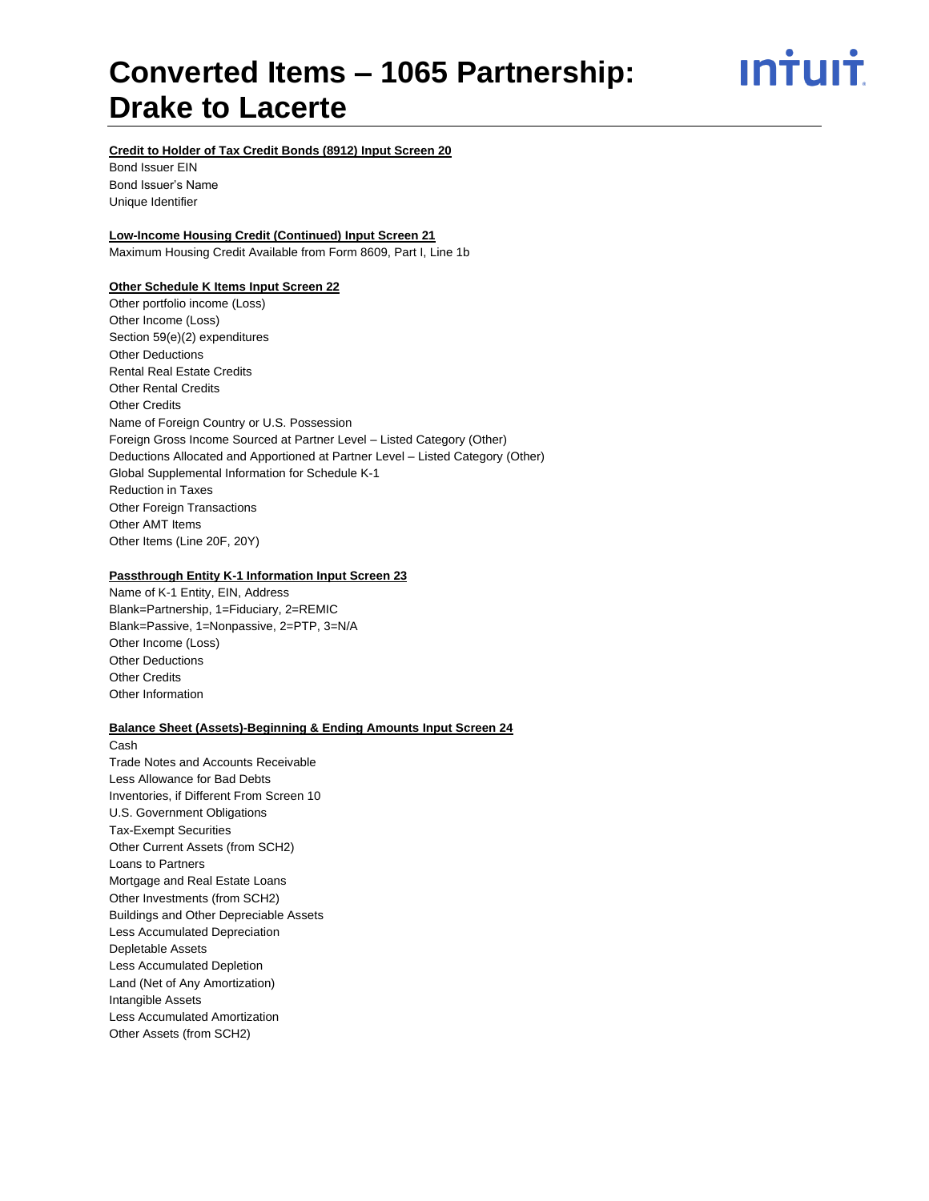# Converted Items – 1065 Partnership: Drake to Lacerte

**Credit to Holder of Tax Credit Bonds (8912) Input Screen 20**

Bond Issuer EIN
Bond Issuer's Name
Unique Identifier

**Low-Income Housing Credit (Continued) Input Screen 21**

Maximum Housing Credit Available from Form 8609, Part I, Line 1b

**Other Schedule K Items Input Screen 22**

Other portfolio income (Loss)
Other Income (Loss)
Section 59(e)(2) expenditures
Other Deductions
Rental Real Estate Credits
Other Rental Credits
Other Credits
Name of Foreign Country or U.S. Possession
Foreign Gross Income Sourced at Partner Level – Listed Category (Other)
Deductions Allocated and Apportioned at Partner Level – Listed Category (Other)
Global Supplemental Information for Schedule K-1
Reduction in Taxes
Other Foreign Transactions
Other AMT Items
Other Items (Line 20F, 20Y)

**Passthrough Entity K-1 Information Input Screen 23**

Name of K-1 Entity, EIN, Address
Blank=Partnership, 1=Fiduciary, 2=REMIC
Blank=Passive, 1=Nonpassive, 2=PTP, 3=N/A
Other Income (Loss)
Other Deductions
Other Credits
Other Information

**Balance Sheet (Assets)-Beginning & Ending Amounts Input Screen 24**

Cash
Trade Notes and Accounts Receivable
Less Allowance for Bad Debts
Inventories, if Different From Screen 10
U.S. Government Obligations
Tax-Exempt Securities
Other Current Assets (from SCH2)
Loans to Partners
Mortgage and Real Estate Loans
Other Investments (from SCH2)
Buildings and Other Depreciable Assets
Less Accumulated Depreciation
Depletable Assets
Less Accumulated Depletion
Land (Net of Any Amortization)
Intangible Assets
Less Accumulated Amortization
Other Assets (from SCH2)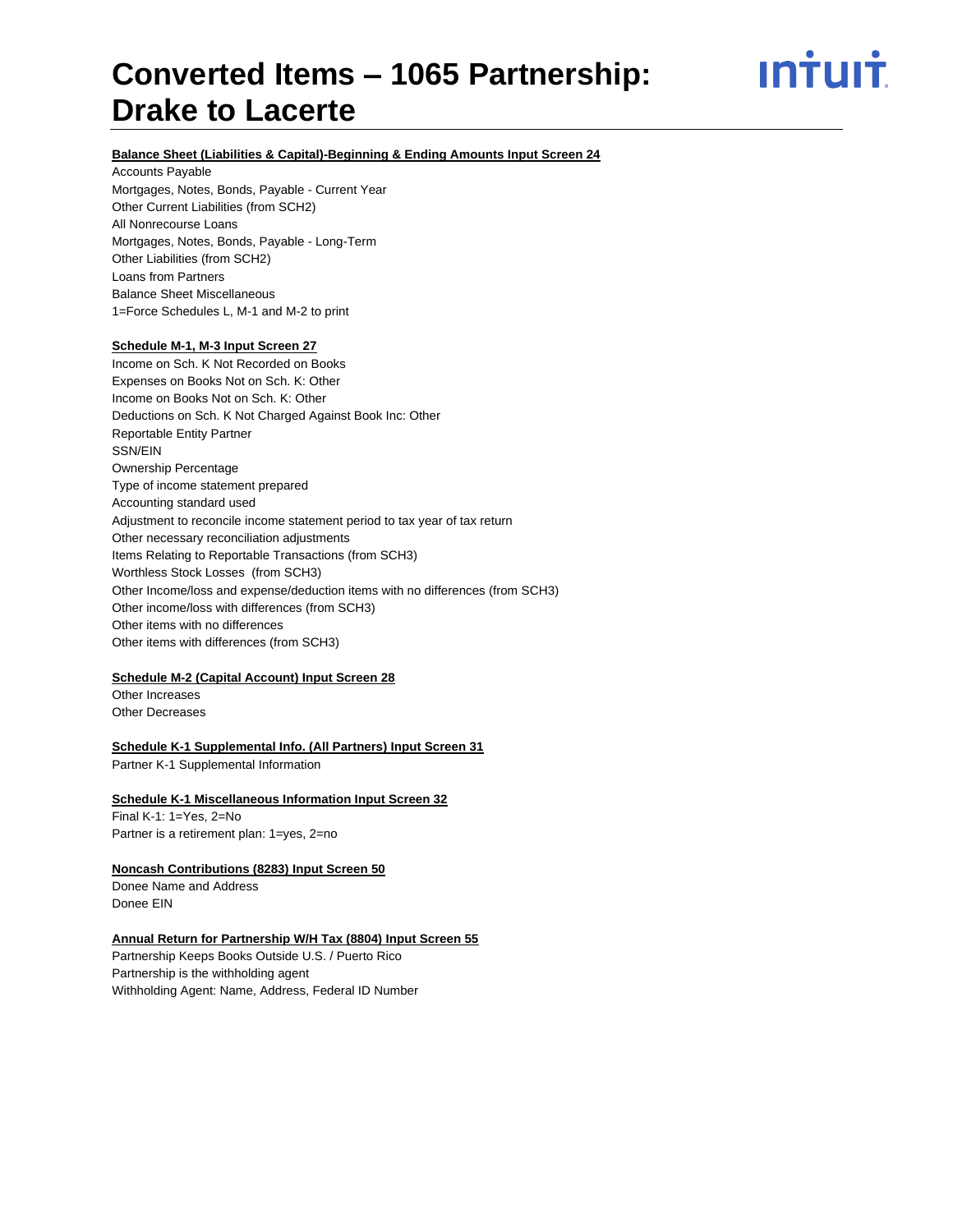# Converted Items – 1065 Partnership: Drake to Lacerte

**Balance Sheet (Liabilities & Capital)-Beginning & Ending Amounts Input Screen 24**

Accounts Payable
Mortgages, Notes, Bonds, Payable - Current Year
Other Current Liabilities (from SCH2)
All Nonrecourse Loans
Mortgages, Notes, Bonds, Payable - Long-Term
Other Liabilities (from SCH2)
Loans from Partners
Balance Sheet Miscellaneous
1=Force Schedules L, M-1 and M-2 to print

**Schedule M-1, M-3 Input Screen 27**

Income on Sch. K Not Recorded on Books
Expenses on Books Not on Sch. K: Other
Income on Books Not on Sch. K: Other
Deductions on Sch. K Not Charged Against Book Inc: Other
Reportable Entity Partner
SSN/EIN
Ownership Percentage
Type of income statement prepared
Accounting standard used
Adjustment to reconcile income statement period to tax year of tax return
Other necessary reconciliation adjustments
Items Relating to Reportable Transactions (from SCH3)
Worthless Stock Losses (from SCH3)
Other Income/loss and expense/deduction items with no differences (from SCH3)
Other income/loss with differences (from SCH3)
Other items with no differences
Other items with differences (from SCH3)

**Schedule M-2 (Capital Account) Input Screen 28**

Other Increases
Other Decreases

**Schedule K-1 Supplemental Info. (All Partners) Input Screen 31**

Partner K-1 Supplemental Information

**Schedule K-1 Miscellaneous Information Input Screen 32**

Final K-1: 1=Yes, 2=No
Partner is a retirement plan: 1=yes, 2=no

**Noncash Contributions (8283) Input Screen 50**

Donee Name and Address
Donee EIN

**Annual Return for Partnership W/H Tax (8804) Input Screen 55**

Partnership Keeps Books Outside U.S. / Puerto Rico
Partnership is the withholding agent
Withholding Agent: Name, Address, Federal ID Number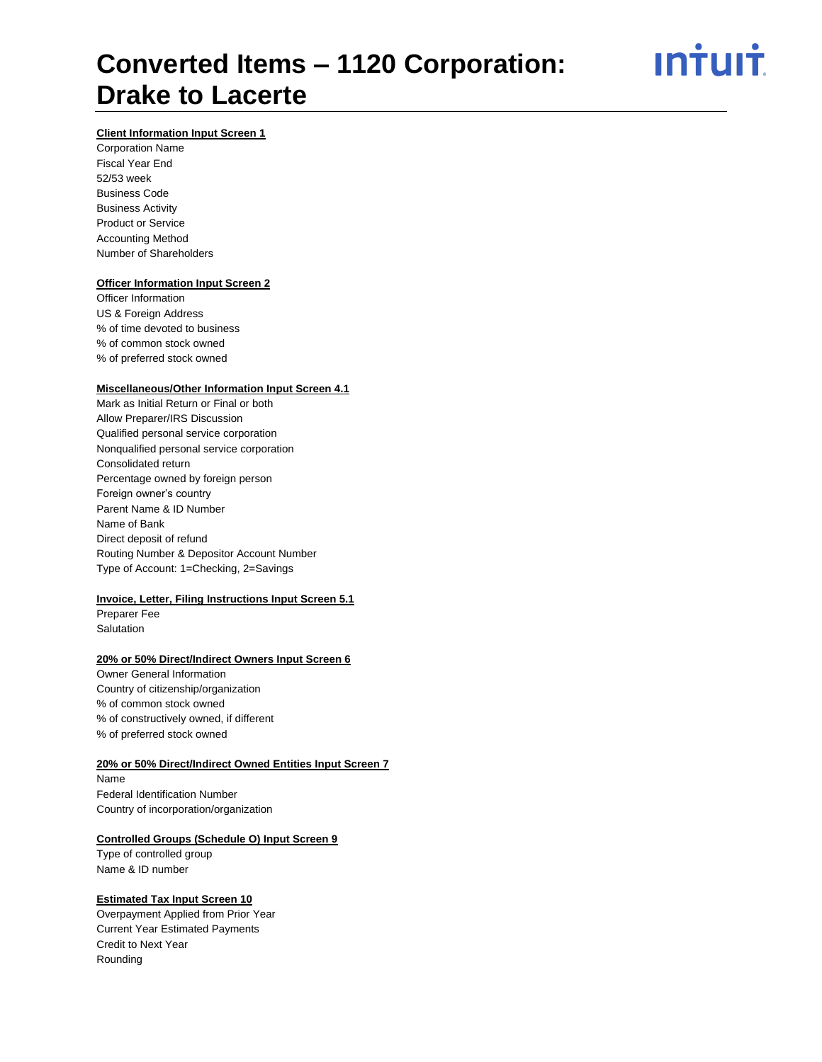# Converted Items – 1120 Corporation: Drake to Lacerte

**Client Information Input Screen 1**

Corporation Name
Fiscal Year End
52/53 week
Business Code
Business Activity
Product or Service
Accounting Method
Number of Shareholders

**Officer Information Input Screen 2**

Officer Information
US & Foreign Address
% of time devoted to business
% of common stock owned
% of preferred stock owned

**Miscellaneous/Other Information Input Screen 4.1**

Mark as Initial Return or Final or both
Allow Preparer/IRS Discussion
Qualified personal service corporation
Nonqualified personal service corporation
Consolidated return
Percentage owned by foreign person
Foreign owner's country
Parent Name & ID Number
Name of Bank
Direct deposit of refund
Routing Number & Depositor Account Number
Type of Account: 1=Checking, 2=Savings

**Invoice, Letter, Filing Instructions Input Screen 5.1**

Preparer Fee
Salutation

**20% or 50% Direct/Indirect Owners Input Screen 6**

Owner General Information
Country of citizenship/organization
% of common stock owned
% of constructively owned, if different
% of preferred stock owned

**20% or 50% Direct/Indirect Owned Entities Input Screen 7**

Name
Federal Identification Number
Country of incorporation/organization

**Controlled Groups (Schedule O) Input Screen 9**

Type of controlled group
Name & ID number

**Estimated Tax Input Screen 10**

Overpayment Applied from Prior Year
Current Year Estimated Payments
Credit to Next Year
Rounding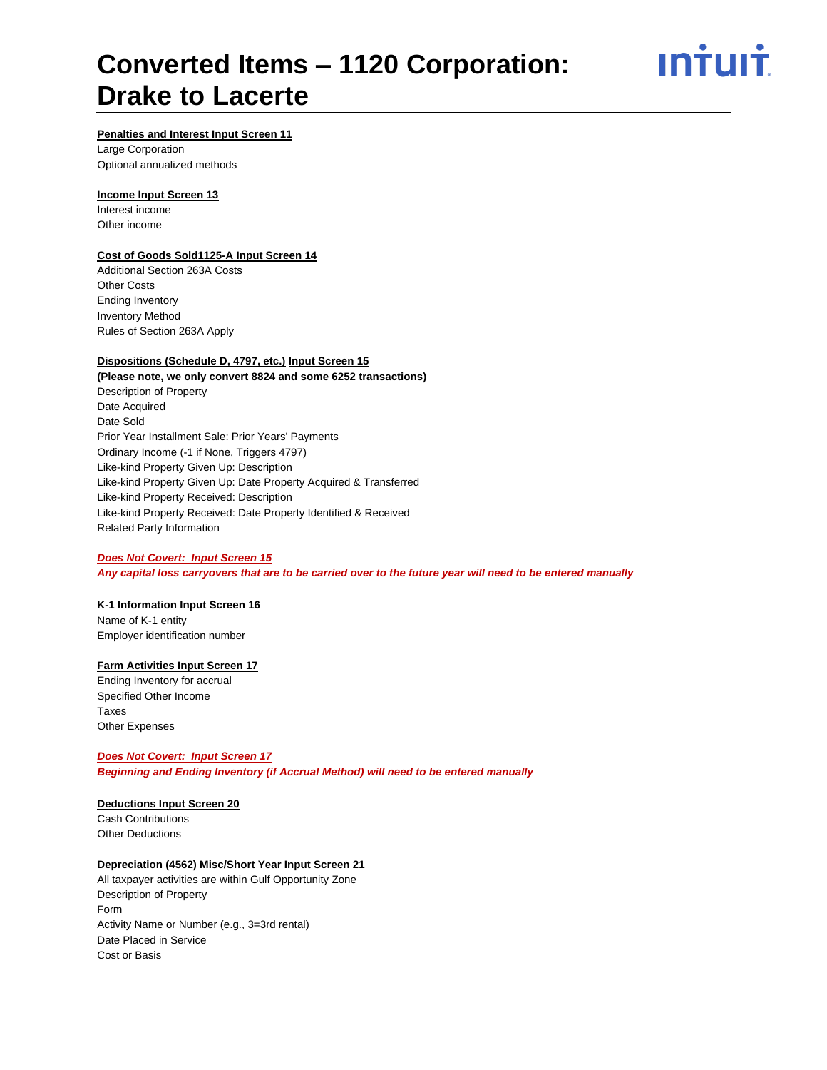# Converted Items – 1120 Corporation: Drake to Lacerte

**Penalties and Interest Input Screen 11**

Large Corporation
Optional annualized methods

**Income Input Screen 13**

Interest income
Other income

**Cost of Goods Sold1125-A Input Screen 14**

Additional Section 263A Costs
Other Costs
Ending Inventory
Inventory Method
Rules of Section 263A Apply

**Dispositions (Schedule D, 4797, etc.) Input Screen 15**
**(Please note, we only convert 8824 and some 6252 transactions)**

Description of Property
Date Acquired
Date Sold
Prior Year Installment Sale: Prior Years' Payments
Ordinary Income (-1 if None, Triggers 4797)
Like-kind Property Given Up: Description
Like-kind Property Given Up: Date Property Acquired & Transferred
Like-kind Property Received: Description
Like-kind Property Received: Date Property Identified & Received
Related Party Information

***Does Not Covert: Input Screen 15***
***Any capital loss carryovers that are to be carried over to the future year will need to be entered manually***

**K-1 Information Input Screen 16**

Name of K-1 entity
Employer identification number

**Farm Activities Input Screen 17**

Ending Inventory for accrual
Specified Other Income
Taxes
Other Expenses

***Does Not Covert: Input Screen 17***
***Beginning and Ending Inventory (if Accrual Method) will need to be entered manually***

**Deductions Input Screen 20**

Cash Contributions
Other Deductions

**Depreciation (4562) Misc/Short Year Input Screen 21**

All taxpayer activities are within Gulf Opportunity Zone
Description of Property
Form
Activity Name or Number (e.g., 3=3rd rental)
Date Placed in Service
Cost or Basis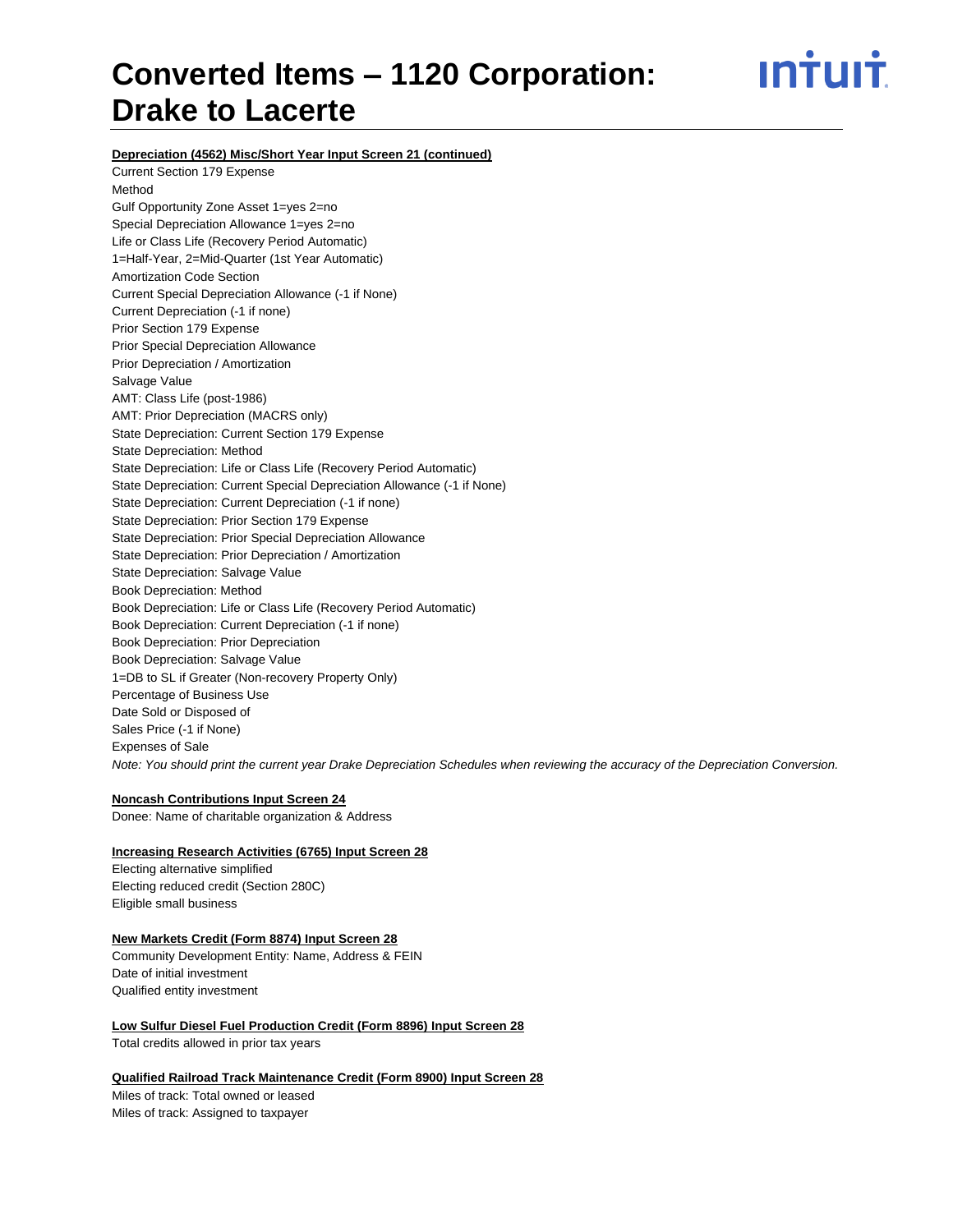# Converted Items – 1120 Corporation: Drake to Lacerte

**Depreciation (4562) Misc/Short Year Input Screen 21 (continued)**

Current Section 179 Expense
Method
Gulf Opportunity Zone Asset 1=yes 2=no
Special Depreciation Allowance 1=yes 2=no
Life or Class Life (Recovery Period Automatic)
1=Half-Year, 2=Mid-Quarter (1st Year Automatic)
Amortization Code Section
Current Special Depreciation Allowance (-1 if None)
Current Depreciation (-1 if none)
Prior Section 179 Expense
Prior Special Depreciation Allowance
Prior Depreciation / Amortization
Salvage Value
AMT: Class Life (post-1986)
AMT: Prior Depreciation (MACRS only)
State Depreciation: Current Section 179 Expense
State Depreciation: Method
State Depreciation: Life or Class Life (Recovery Period Automatic)
State Depreciation: Current Special Depreciation Allowance (-1 if None)
State Depreciation: Current Depreciation (-1 if none)
State Depreciation: Prior Section 179 Expense
State Depreciation: Prior Special Depreciation Allowance
State Depreciation: Prior Depreciation / Amortization
State Depreciation: Salvage Value
Book Depreciation: Method
Book Depreciation: Life or Class Life (Recovery Period Automatic)
Book Depreciation: Current Depreciation (-1 if none)
Book Depreciation: Prior Depreciation
Book Depreciation: Salvage Value
1=DB to SL if Greater (Non-recovery Property Only)
Percentage of Business Use
Date Sold or Disposed of
Sales Price (-1 if None)
Expenses of Sale
*Note: You should print the current year Drake Depreciation Schedules when reviewing the accuracy of the Depreciation Conversion.*

**Noncash Contributions Input Screen 24**

Donee: Name of charitable organization & Address

**Increasing Research Activities (6765) Input Screen 28**

Electing alternative simplified
Electing reduced credit (Section 280C)
Eligible small business

**New Markets Credit (Form 8874) Input Screen 28**

Community Development Entity: Name, Address & FEIN
Date of initial investment
Qualified entity investment

**Low Sulfur Diesel Fuel Production Credit (Form 8896) Input Screen 28**

Total credits allowed in prior tax years

**Qualified Railroad Track Maintenance Credit (Form 8900) Input Screen 28**

Miles of track: Total owned or leased
Miles of track: Assigned to taxpayer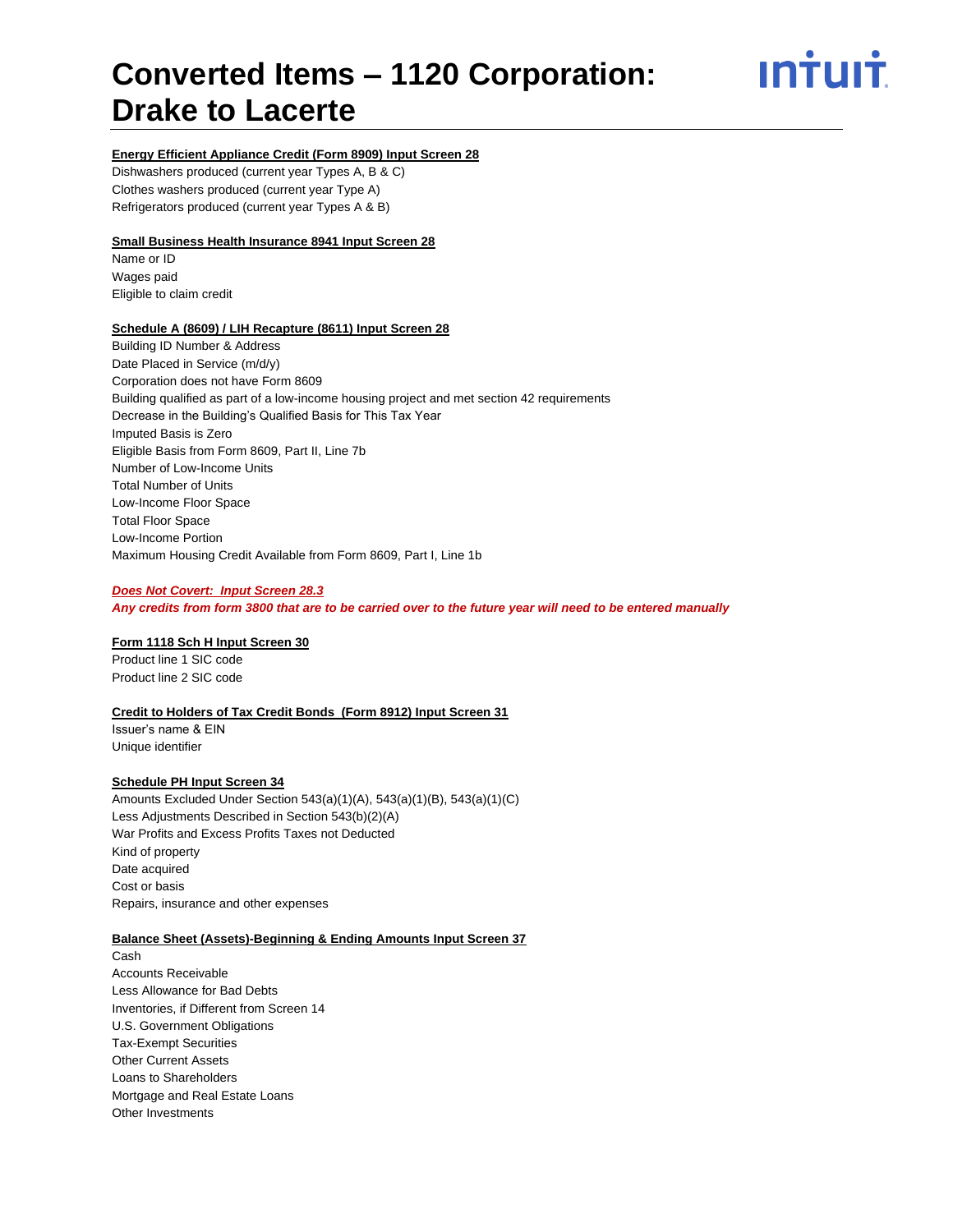# Converted Items – 1120 Corporation: Drake to Lacerte

**Energy Efficient Appliance Credit (Form 8909) Input Screen 28**

Dishwashers produced (current year Types A, B & C)
Clothes washers produced (current year Type A)
Refrigerators produced (current year Types A & B)

**Small Business Health Insurance 8941 Input Screen 28**

Name or ID
Wages paid
Eligible to claim credit

**Schedule A (8609) / LIH Recapture (8611) Input Screen 28**

Building ID Number & Address
Date Placed in Service (m/d/y)
Corporation does not have Form 8609
Building qualified as part of a low-income housing project and met section 42 requirements
Decrease in the Building's Qualified Basis for This Tax Year
Imputed Basis is Zero
Eligible Basis from Form 8609, Part II, Line 7b
Number of Low-Income Units
Total Number of Units
Low-Income Floor Space
Total Floor Space
Low-Income Portion
Maximum Housing Credit Available from Form 8609, Part I, Line 1b

***Does Not Covert: Input Screen 28.3***

***Any credits from form 3800 that are to be carried over to the future year will need to be entered manually***

**Form 1118 Sch H Input Screen 30**

Product line 1 SIC code
Product line 2 SIC code

**Credit to Holders of Tax Credit Bonds (Form 8912) Input Screen 31**

Issuer's name & EIN
Unique identifier

**Schedule PH Input Screen 34**

Amounts Excluded Under Section 543(a)(1)(A), 543(a)(1)(B), 543(a)(1)(C)
Less Adjustments Described in Section 543(b)(2)(A)
War Profits and Excess Profits Taxes not Deducted
Kind of property
Date acquired
Cost or basis
Repairs, insurance and other expenses

**Balance Sheet (Assets)-Beginning & Ending Amounts Input Screen 37**

Cash
Accounts Receivable
Less Allowance for Bad Debts
Inventories, if Different from Screen 14
U.S. Government Obligations
Tax-Exempt Securities
Other Current Assets
Loans to Shareholders
Mortgage and Real Estate Loans
Other Investments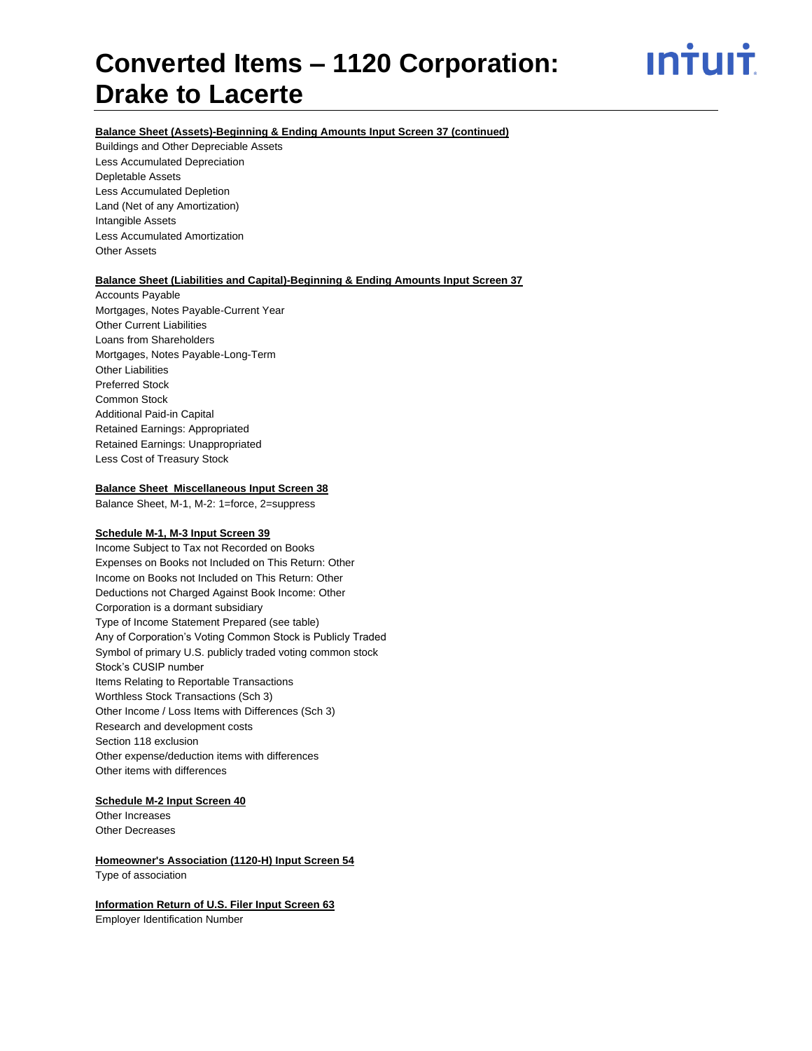# Converted Items – 1120 Corporation: Drake to Lacerte

**Balance Sheet (Assets)-Beginning & Ending Amounts Input Screen 37 (continued)**

Buildings and Other Depreciable Assets
Less Accumulated Depreciation
Depletable Assets
Less Accumulated Depletion
Land (Net of any Amortization)
Intangible Assets
Less Accumulated Amortization
Other Assets

**Balance Sheet (Liabilities and Capital)-Beginning & Ending Amounts Input Screen 37**

Accounts Payable
Mortgages, Notes Payable-Current Year
Other Current Liabilities
Loans from Shareholders
Mortgages, Notes Payable-Long-Term
Other Liabilities
Preferred Stock
Common Stock
Additional Paid-in Capital
Retained Earnings: Appropriated
Retained Earnings: Unappropriated
Less Cost of Treasury Stock

**Balance Sheet Miscellaneous Input Screen 38**

Balance Sheet, M-1, M-2: 1=force, 2=suppress

**Schedule M-1, M-3 Input Screen 39**

Income Subject to Tax not Recorded on Books
Expenses on Books not Included on This Return: Other
Income on Books not Included on This Return: Other
Deductions not Charged Against Book Income: Other
Corporation is a dormant subsidiary
Type of Income Statement Prepared (see table)
Any of Corporation's Voting Common Stock is Publicly Traded
Symbol of primary U.S. publicly traded voting common stock
Stock's CUSIP number
Items Relating to Reportable Transactions
Worthless Stock Transactions (Sch 3)
Other Income / Loss Items with Differences (Sch 3)
Research and development costs
Section 118 exclusion
Other expense/deduction items with differences
Other items with differences

**Schedule M-2 Input Screen 40**

Other Increases
Other Decreases

**Homeowner's Association (1120-H) Input Screen 54**

Type of association

**Information Return of U.S. Filer Input Screen 63**

Employer Identification Number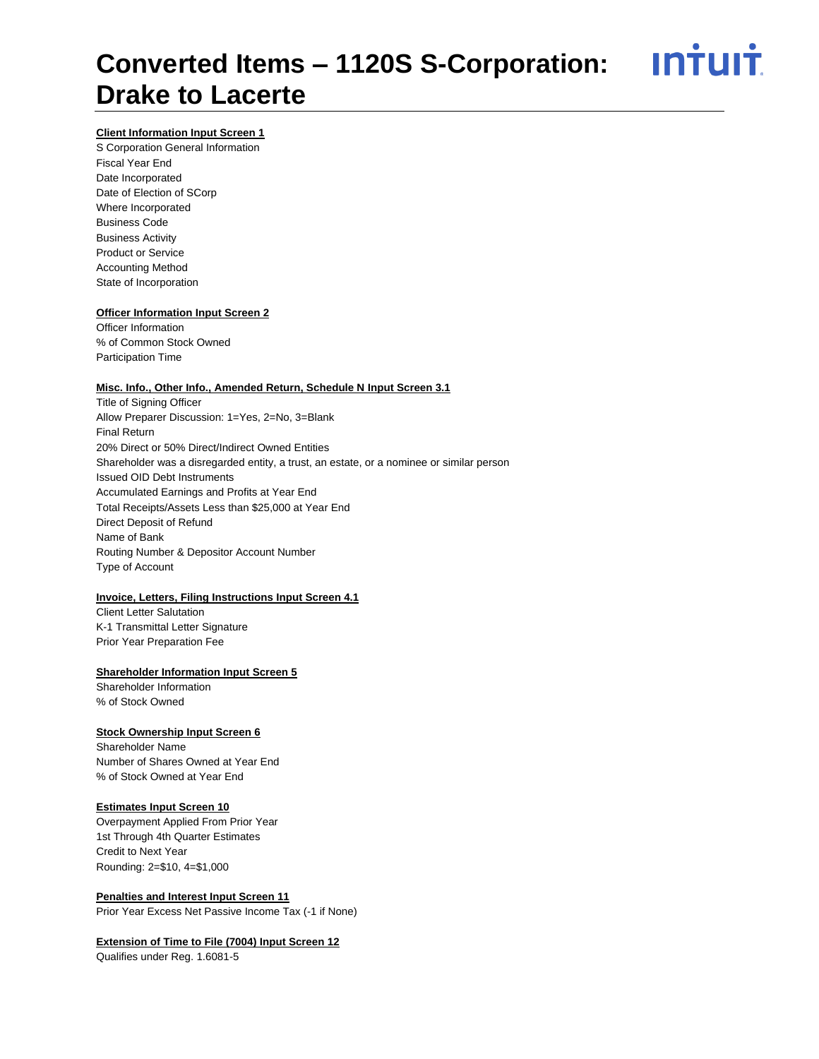# Converted Items – 1120S S-Corporation: Drake to Lacerte

**Client Information Input Screen 1**

S Corporation General Information
Fiscal Year End
Date Incorporated
Date of Election of SCorp
Where Incorporated
Business Code
Business Activity
Product or Service
Accounting Method
State of Incorporation

**Officer Information Input Screen 2**

Officer Information
% of Common Stock Owned
Participation Time

**Misc. Info., Other Info., Amended Return, Schedule N Input Screen 3.1**

Title of Signing Officer
Allow Preparer Discussion: 1=Yes, 2=No, 3=Blank
Final Return
20% Direct or 50% Direct/Indirect Owned Entities
Shareholder was a disregarded entity, a trust, an estate, or a nominee or similar person
Issued OID Debt Instruments
Accumulated Earnings and Profits at Year End
Total Receipts/Assets Less than $25,000 at Year End
Direct Deposit of Refund
Name of Bank
Routing Number & Depositor Account Number
Type of Account

**Invoice, Letters, Filing Instructions Input Screen 4.1**

Client Letter Salutation
K-1 Transmittal Letter Signature
Prior Year Preparation Fee

**Shareholder Information Input Screen 5**

Shareholder Information
% of Stock Owned

**Stock Ownership Input Screen 6**

Shareholder Name
Number of Shares Owned at Year End
% of Stock Owned at Year End

**Estimates Input Screen 10**

Overpayment Applied From Prior Year
1st Through 4th Quarter Estimates
Credit to Next Year
Rounding: 2=$10, 4=$1,000

**Penalties and Interest Input Screen 11**

Prior Year Excess Net Passive Income Tax (-1 if None)

**Extension of Time to File (7004) Input Screen 12**

Qualifies under Reg. 1.6081-5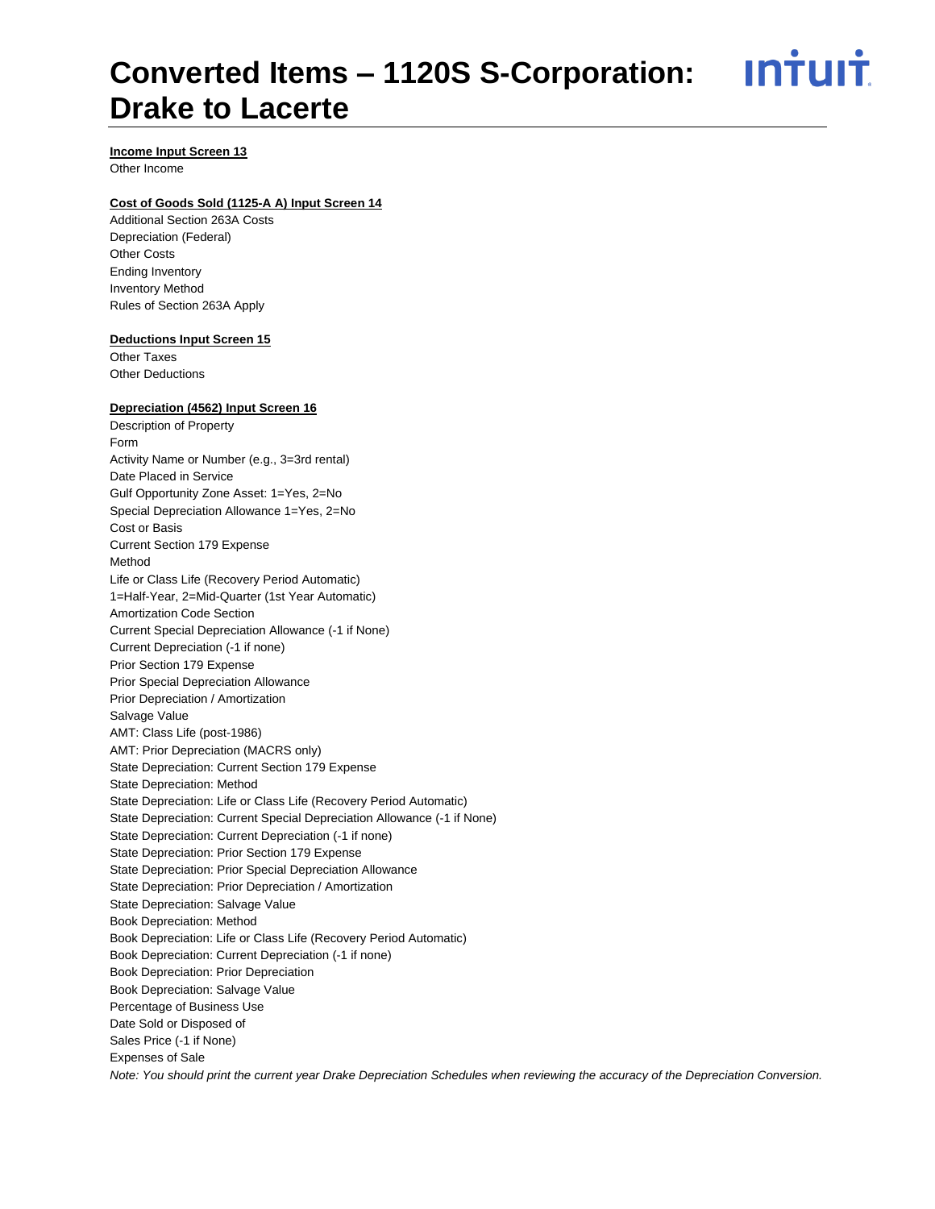# Converted Items – 1120S S-Corporation: Drake to Lacerte

**Income Input Screen 13**

Other Income

**Cost of Goods Sold (1125-A A) Input Screen 14**

Additional Section 263A Costs
Depreciation (Federal)
Other Costs
Ending Inventory
Inventory Method
Rules of Section 263A Apply

**Deductions Input Screen 15**

Other Taxes
Other Deductions

**Depreciation (4562) Input Screen 16**

Description of Property
Form
Activity Name or Number (e.g., 3=3rd rental)
Date Placed in Service
Gulf Opportunity Zone Asset: 1=Yes, 2=No
Special Depreciation Allowance 1=Yes, 2=No
Cost or Basis
Current Section 179 Expense
Method
Life or Class Life (Recovery Period Automatic)
1=Half-Year, 2=Mid-Quarter (1st Year Automatic)
Amortization Code Section
Current Special Depreciation Allowance (-1 if None)
Current Depreciation (-1 if none)
Prior Section 179 Expense
Prior Special Depreciation Allowance
Prior Depreciation / Amortization
Salvage Value
AMT: Class Life (post-1986)
AMT: Prior Depreciation (MACRS only)
State Depreciation: Current Section 179 Expense
State Depreciation: Method
State Depreciation: Life or Class Life (Recovery Period Automatic)
State Depreciation: Current Special Depreciation Allowance (-1 if None)
State Depreciation: Current Depreciation (-1 if none)
State Depreciation: Prior Section 179 Expense
State Depreciation: Prior Special Depreciation Allowance
State Depreciation: Prior Depreciation / Amortization
State Depreciation: Salvage Value
Book Depreciation: Method
Book Depreciation: Life or Class Life (Recovery Period Automatic)
Book Depreciation: Current Depreciation (-1 if none)
Book Depreciation: Prior Depreciation
Book Depreciation: Salvage Value
Percentage of Business Use
Date Sold or Disposed of
Sales Price (-1 if None)
Expenses of Sale

*Note: You should print the current year Drake Depreciation Schedules when reviewing the accuracy of the Depreciation Conversion.*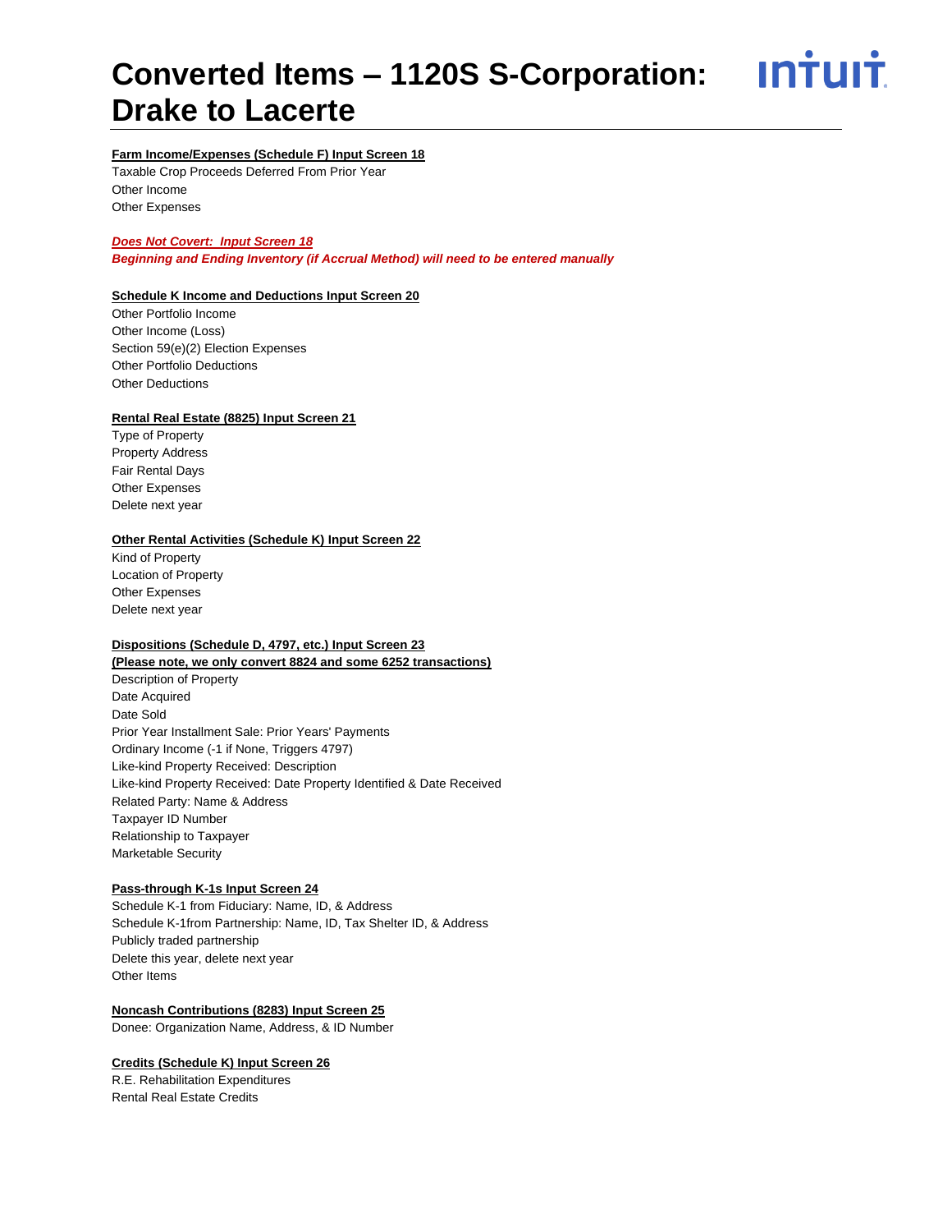# Converted Items – 1120S S-Corporation: Drake to Lacerte

**Farm Income/Expenses (Schedule F) Input Screen 18**

Taxable Crop Proceeds Deferred From Prior Year
Other Income
Other Expenses

***Does Not Covert: Input Screen 18***
***Beginning and Ending Inventory (if Accrual Method) will need to be entered manually***

**Schedule K Income and Deductions Input Screen 20**

Other Portfolio Income
Other Income (Loss)
Section 59(e)(2) Election Expenses
Other Portfolio Deductions
Other Deductions

**Rental Real Estate (8825) Input Screen 21**

Type of Property
Property Address
Fair Rental Days
Other Expenses
Delete next year

**Other Rental Activities (Schedule K) Input Screen 22**

Kind of Property
Location of Property
Other Expenses
Delete next year

**Dispositions (Schedule D, 4797, etc.) Input Screen 23**
**(Please note, we only convert 8824 and some 6252 transactions)**

Description of Property
Date Acquired
Date Sold
Prior Year Installment Sale: Prior Years' Payments
Ordinary Income (-1 if None, Triggers 4797)
Like-kind Property Received: Description
Like-kind Property Received: Date Property Identified & Date Received
Related Party: Name & Address
Taxpayer ID Number
Relationship to Taxpayer
Marketable Security

**Pass-through K-1s Input Screen 24**

Schedule K-1 from Fiduciary: Name, ID, & Address
Schedule K-1from Partnership: Name, ID, Tax Shelter ID, & Address
Publicly traded partnership
Delete this year, delete next year
Other Items

**Noncash Contributions (8283) Input Screen 25**

Donee: Organization Name, Address, & ID Number

**Credits (Schedule K) Input Screen 26**

R.E. Rehabilitation Expenditures
Rental Real Estate Credits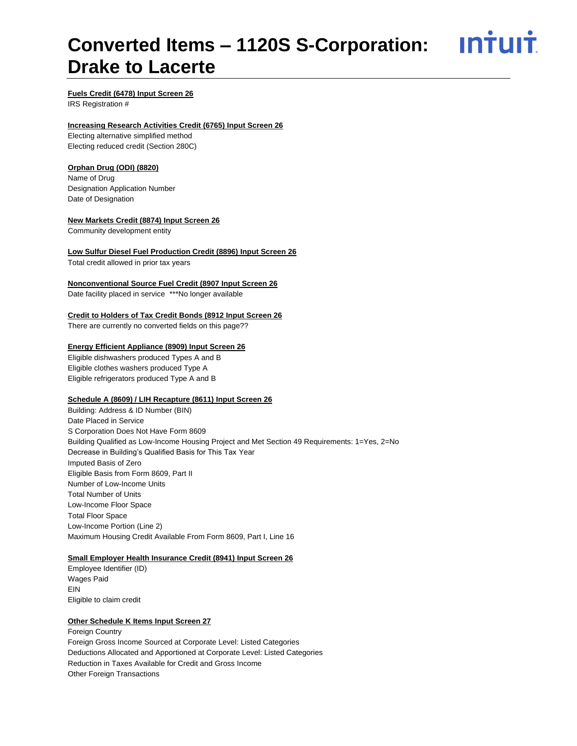# Converted Items – 1120S S-Corporation: Drake to Lacerte

**Fuels Credit (6478) Input Screen 26**

IRS Registration #

**Increasing Research Activities Credit (6765) Input Screen 26**

Electing alternative simplified method
Electing reduced credit (Section 280C)

**Orphan Drug (ODI) (8820)**

Name of Drug
Designation Application Number
Date of Designation

**New Markets Credit (8874) Input Screen 26**

Community development entity

**Low Sulfur Diesel Fuel Production Credit (8896) Input Screen 26**

Total credit allowed in prior tax years

**Nonconventional Source Fuel Credit (8907 Input Screen 26**

Date facility placed in service ***No longer available

**Credit to Holders of Tax Credit Bonds (8912 Input Screen 26**

There are currently no converted fields on this page??

**Energy Efficient Appliance (8909) Input Screen 26**

Eligible dishwashers produced Types A and B
Eligible clothes washers produced Type A
Eligible refrigerators produced Type A and B

**Schedule A (8609) / LIH Recapture (8611) Input Screen 26**

Building: Address & ID Number (BIN)
Date Placed in Service
S Corporation Does Not Have Form 8609
Building Qualified as Low-Income Housing Project and Met Section 49 Requirements: 1=Yes, 2=No
Decrease in Building's Qualified Basis for This Tax Year
Imputed Basis of Zero
Eligible Basis from Form 8609, Part II
Number of Low-Income Units
Total Number of Units
Low-Income Floor Space
Total Floor Space
Low-Income Portion (Line 2)
Maximum Housing Credit Available From Form 8609, Part I, Line 16

**Small Employer Health Insurance Credit (8941) Input Screen 26**

Employee Identifier (ID)
Wages Paid
EIN
Eligible to claim credit

**Other Schedule K Items Input Screen 27**

Foreign Country
Foreign Gross Income Sourced at Corporate Level: Listed Categories
Deductions Allocated and Apportioned at Corporate Level: Listed Categories
Reduction in Taxes Available for Credit and Gross Income
Other Foreign Transactions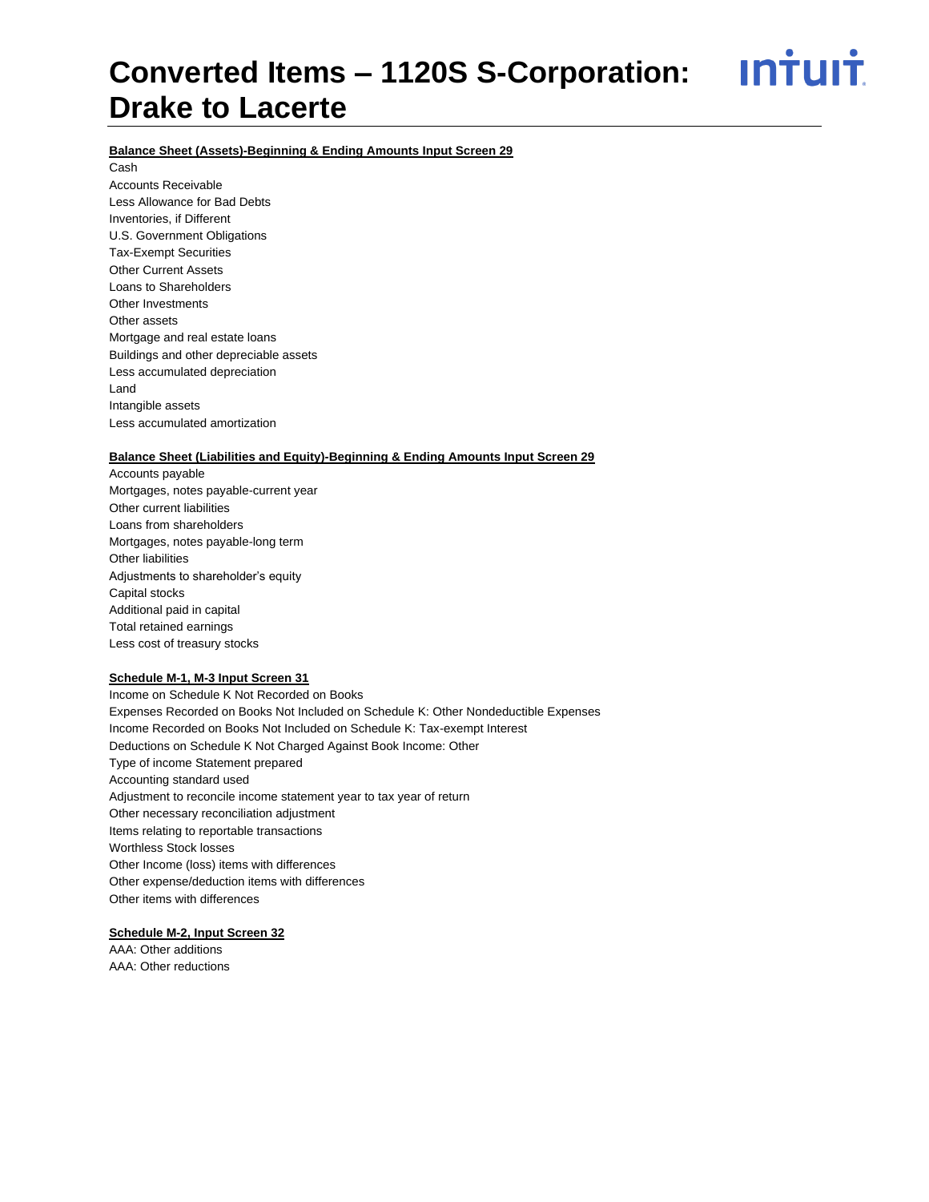# Converted Items – 1120S S-Corporation: Drake to Lacerte

**Balance Sheet (Assets)-Beginning & Ending Amounts Input Screen 29**

Cash
Accounts Receivable
Less Allowance for Bad Debts
Inventories, if Different
U.S. Government Obligations
Tax-Exempt Securities
Other Current Assets
Loans to Shareholders
Other Investments
Other assets
Mortgage and real estate loans
Buildings and other depreciable assets
Less accumulated depreciation
Land
Intangible assets
Less accumulated amortization

**Balance Sheet (Liabilities and Equity)-Beginning & Ending Amounts Input Screen 29**

Accounts payable
Mortgages, notes payable-current year
Other current liabilities
Loans from shareholders
Mortgages, notes payable-long term
Other liabilities
Adjustments to shareholder's equity
Capital stocks
Additional paid in capital
Total retained earnings
Less cost of treasury stocks

**Schedule M-1, M-3 Input Screen 31**

Income on Schedule K Not Recorded on Books
Expenses Recorded on Books Not Included on Schedule K: Other Nondeductible Expenses
Income Recorded on Books Not Included on Schedule K: Tax-exempt Interest
Deductions on Schedule K Not Charged Against Book Income: Other
Type of income Statement prepared
Accounting standard used
Adjustment to reconcile income statement year to tax year of return
Other necessary reconciliation adjustment
Items relating to reportable transactions
Worthless Stock losses
Other Income (loss) items with differences
Other expense/deduction items with differences
Other items with differences

**Schedule M-2, Input Screen 32**

AAA: Other additions
AAA: Other reductions